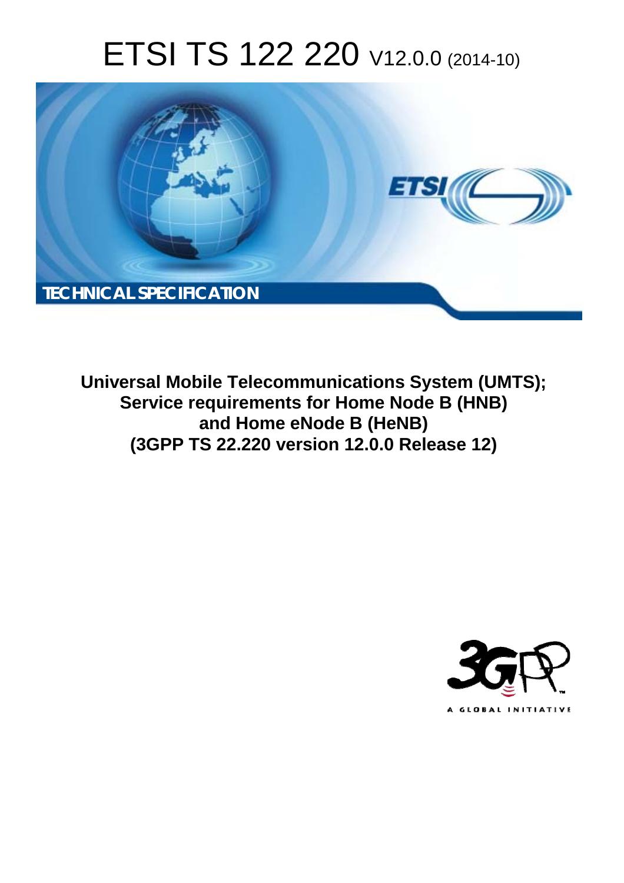# ETSI TS 122 220 V12.0.0 (2014-10)

**TECHNICAL SPECIFICATION**

**Universal Mobile Telecommunications System (UMTS);
Service requirements for Home Node B (HNB)
and Home eNode B (HeNB)
(3GPP TS 22.220 version 12.0.0 Release 12)**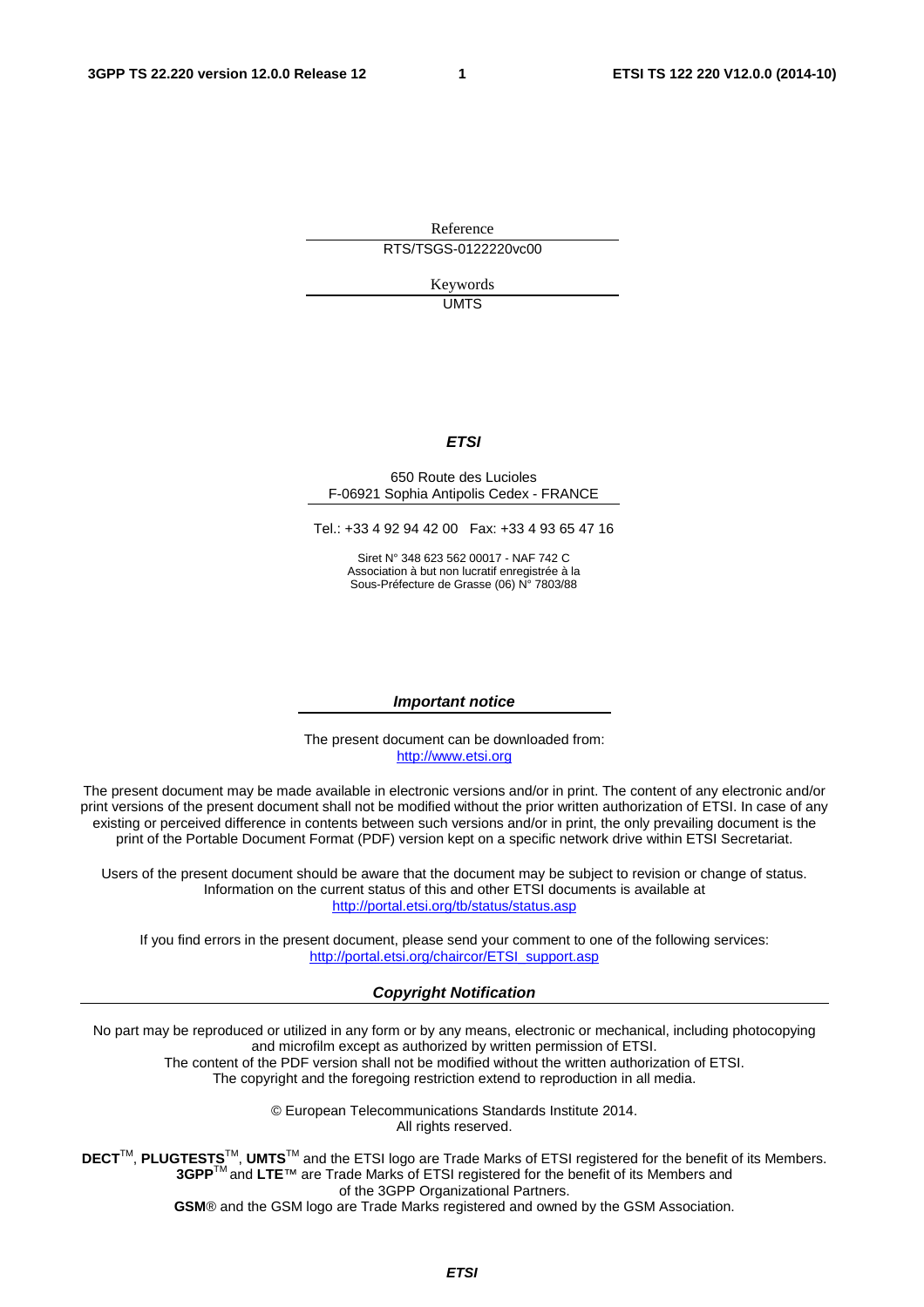Reference

RTS/TSGS-0122220vc00

Keywords

UMTS

***ETSI***

650 Route des Lucioles
F-06921 Sophia Antipolis Cedex - FRANCE

Tel.: +33 4 92 94 42 00 Fax: +33 4 93 65 47 16

Siret N° 348 623 562 00017 - NAF 742 C
Association à but non lucratif enregistrée à la
Sous-Préfecture de Grasse (06) N° 7803/88

***Important notice***

The present document can be downloaded from:
http://www.etsi.org

The present document may be made available in electronic versions and/or in print. The content of any electronic and/or print versions of the present document shall not be modified without the prior written authorization of ETSI. In case of any existing or perceived difference in contents between such versions and/or in print, the only prevailing document is the print of the Portable Document Format (PDF) version kept on a specific network drive within ETSI Secretariat.

Users of the present document should be aware that the document may be subject to revision or change of status. Information on the current status of this and other ETSI documents is available at
http://portal.etsi.org/tb/status/status.asp

If you find errors in the present document, please send your comment to one of the following services:
http://portal.etsi.org/chaircor/ETSI_support.asp

***Copyright Notification***

No part may be reproduced or utilized in any form or by any means, electronic or mechanical, including photocopying and microfilm except as authorized by written permission of ETSI.
The content of the PDF version shall not be modified without the written authorization of ETSI.
The copyright and the foregoing restriction extend to reproduction in all media.

© European Telecommunications Standards Institute 2014.
All rights reserved.

**DECT**™, **PLUGTESTS**™, **UMTS**™ and the ETSI logo are Trade Marks of ETSI registered for the benefit of its Members.
**3GPP**™ and **LTE**™ are Trade Marks of ETSI registered for the benefit of its Members and of the 3GPP Organizational Partners.
**GSM**® and the GSM logo are Trade Marks registered and owned by the GSM Association.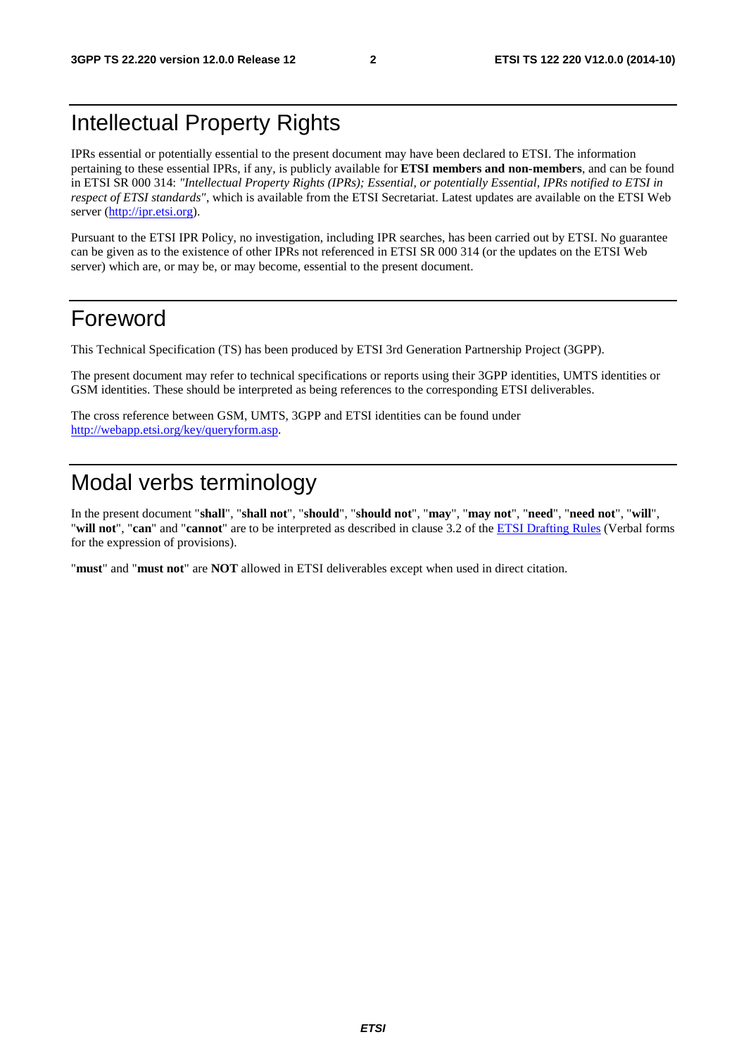# Intellectual Property Rights

IPRs essential or potentially essential to the present document may have been declared to ETSI. The information pertaining to these essential IPRs, if any, is publicly available for **ETSI members and non-members**, and can be found in ETSI SR 000 314: *"Intellectual Property Rights (IPRs); Essential, or potentially Essential, IPRs notified to ETSI in respect of ETSI standards"*, which is available from the ETSI Secretariat. Latest updates are available on the ETSI Web server (http://ipr.etsi.org).

Pursuant to the ETSI IPR Policy, no investigation, including IPR searches, has been carried out by ETSI. No guarantee can be given as to the existence of other IPRs not referenced in ETSI SR 000 314 (or the updates on the ETSI Web server) which are, or may be, or may become, essential to the present document.

# Foreword

This Technical Specification (TS) has been produced by ETSI 3rd Generation Partnership Project (3GPP).

The present document may refer to technical specifications or reports using their 3GPP identities, UMTS identities or GSM identities. These should be interpreted as being references to the corresponding ETSI deliverables.

The cross reference between GSM, UMTS, 3GPP and ETSI identities can be found under http://webapp.etsi.org/key/queryform.asp.

# Modal verbs terminology

In the present document "**shall**", "**shall not**", "**should**", "**should not**", "**may**", "**may not**", "**need**", "**need not**", "**will**", "**will not**", "**can**" and "**cannot**" are to be interpreted as described in clause 3.2 of the ETSI Drafting Rules (Verbal forms for the expression of provisions).

"**must**" and "**must not**" are **NOT** allowed in ETSI deliverables except when used in direct citation.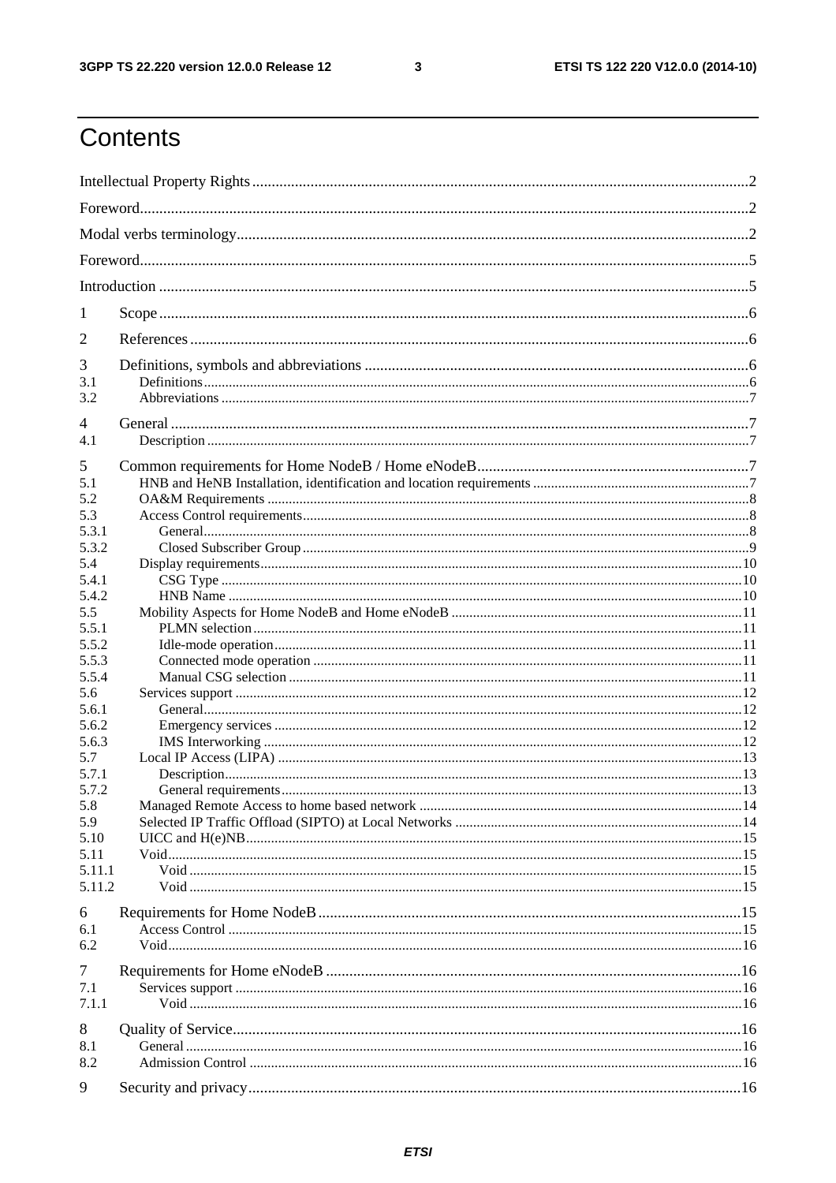# Contents

Intellectual Property Rights ........ 2

Foreword ........ 2

Modal verbs terminology ........ 2

Foreword ........ 5

Introduction ........ 5

1 Scope ........ 6

2 References ........ 6

3 Definitions, symbols and abbreviations ........ 6
- 3.1 Definitions ........ 6
- 3.2 Abbreviations ........ 7

4 General ........ 7
- 4.1 Description ........ 7

5 Common requirements for Home NodeB / Home eNodeB ........ 7
- 5.1 HNB and HeNB Installation, identification and location requirements ........ 7
- 5.2 OA&M Requirements ........ 8
- 5.3 Access Control requirements ........ 8
  - 5.3.1 General ........ 8
  - 5.3.2 Closed Subscriber Group ........ 9
- 5.4 Display requirements ........ 10
  - 5.4.1 CSG Type ........ 10
  - 5.4.2 HNB Name ........ 10
- 5.5 Mobility Aspects for Home NodeB and Home eNodeB ........ 11
  - 5.5.1 PLMN selection ........ 11
  - 5.5.2 Idle-mode operation ........ 11
  - 5.5.3 Connected mode operation ........ 11
  - 5.5.4 Manual CSG selection ........ 11
- 5.6 Services support ........ 12
  - 5.6.1 General ........ 12
  - 5.6.2 Emergency services ........ 12
  - 5.6.3 IMS Interworking ........ 12
- 5.7 Local IP Access (LIPA) ........ 13
  - 5.7.1 Description ........ 13
  - 5.7.2 General requirements ........ 13
- 5.8 Managed Remote Access to home based network ........ 14
- 5.9 Selected IP Traffic Offload (SIPTO) at Local Networks ........ 14
- 5.10 UICC and H(e)NB ........ 15
- 5.11 Void ........ 15
  - 5.11.1 Void ........ 15
  - 5.11.2 Void ........ 15

6 Requirements for Home NodeB ........ 15
- 6.1 Access Control ........ 15
- 6.2 Void ........ 16

7 Requirements for Home eNodeB ........ 16
- 7.1 Services support ........ 16
  - 7.1.1 Void ........ 16

8 Quality of Service ........ 16
- 8.1 General ........ 16
- 8.2 Admission Control ........ 16

9 Security and privacy ........ 16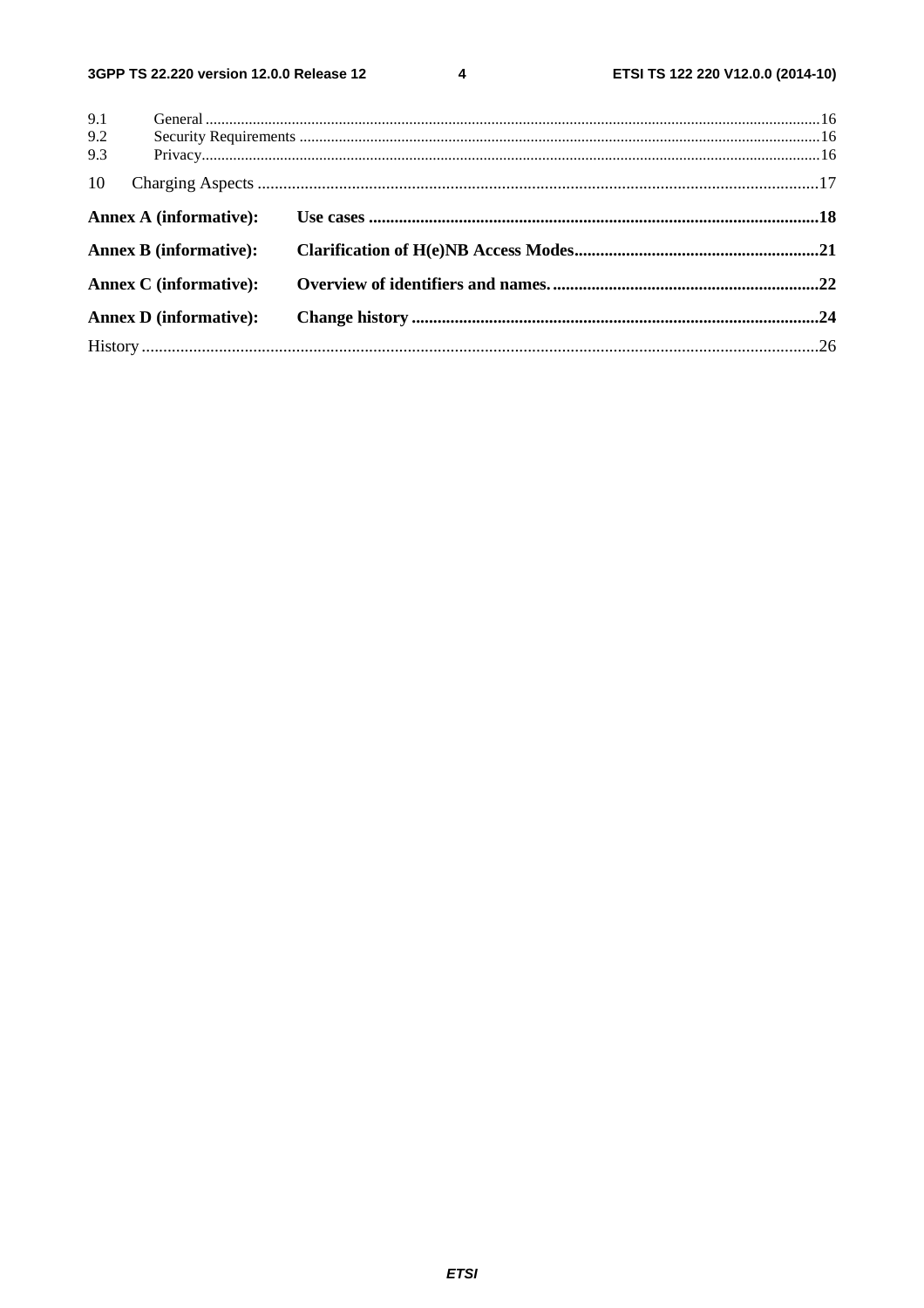9.1 General ....................................................................................................................................................16

9.2 Security Requirements ..............................................................................................................................16

9.3 Privacy.......................................................................................................................................................16

10 Charging Aspects ........................................................................................................................................17

**Annex A (informative): Use cases .........................................................................................................18**

**Annex B (informative): Clarification of H(e)NB Access Modes..........................................................21**

**Annex C (informative): Overview of identifiers and names. ..............................................................22**

**Annex D (informative): Change history ...............................................................................................24**

History ...............................................................................................................................................................26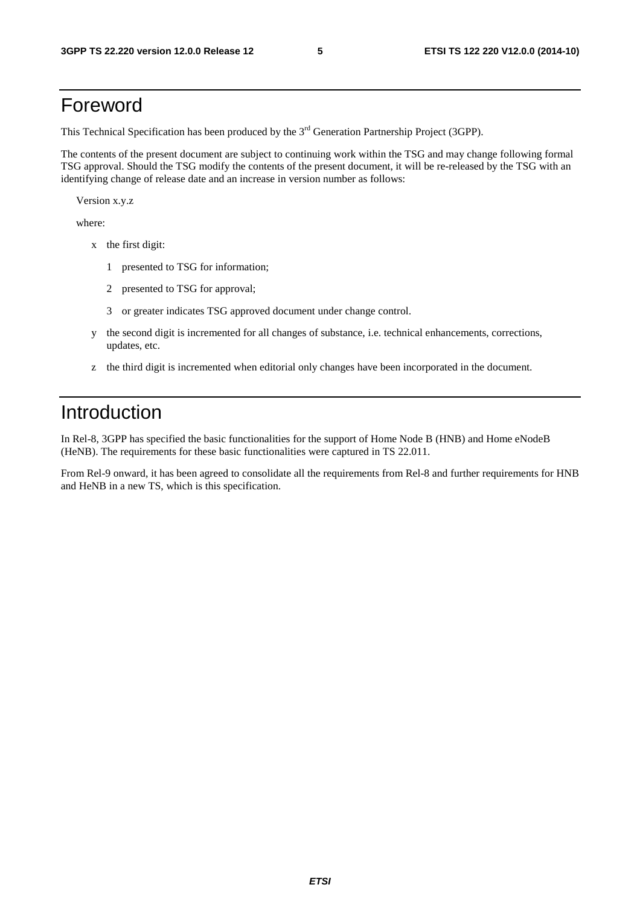# Foreword

This Technical Specification has been produced by the 3rd Generation Partnership Project (3GPP).

The contents of the present document are subject to continuing work within the TSG and may change following formal TSG approval. Should the TSG modify the contents of the present document, it will be re-released by the TSG with an identifying change of release date and an increase in version number as follows:

Version x.y.z

where:

- x the first digit:
  - 1 presented to TSG for information;
  - 2 presented to TSG for approval;
  - 3 or greater indicates TSG approved document under change control.
- y the second digit is incremented for all changes of substance, i.e. technical enhancements, corrections, updates, etc.
- z the third digit is incremented when editorial only changes have been incorporated in the document.

# Introduction

In Rel-8, 3GPP has specified the basic functionalities for the support of Home Node B (HNB) and Home eNodeB (HeNB). The requirements for these basic functionalities were captured in TS 22.011.

From Rel-9 onward, it has been agreed to consolidate all the requirements from Rel-8 and further requirements for HNB and HeNB in a new TS, which is this specification.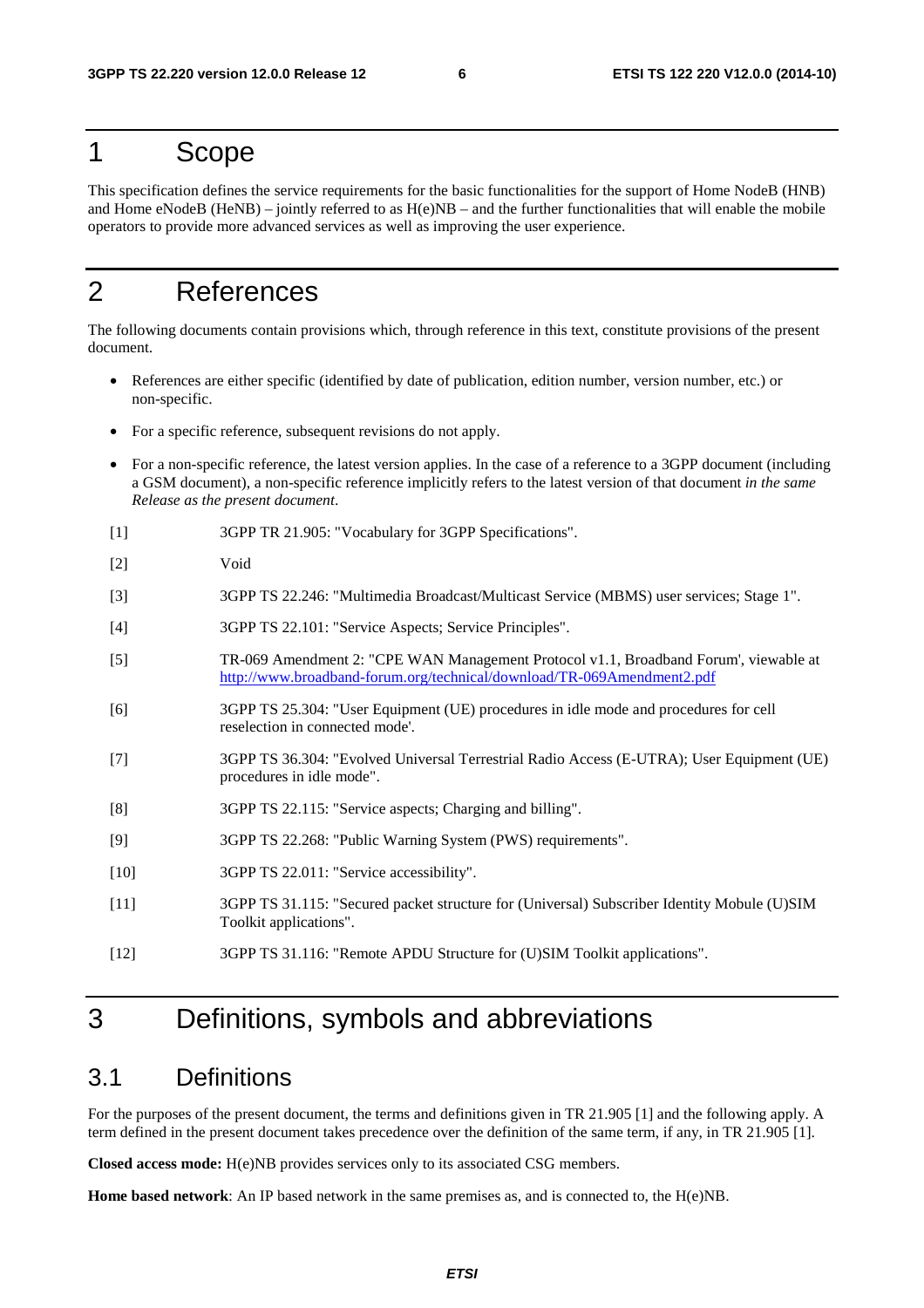# 1 Scope

This specification defines the service requirements for the basic functionalities for the support of Home NodeB (HNB) and Home eNodeB (HeNB) – jointly referred to as H(e)NB – and the further functionalities that will enable the mobile operators to provide more advanced services as well as improving the user experience.

# 2 References

The following documents contain provisions which, through reference in this text, constitute provisions of the present document.

- References are either specific (identified by date of publication, edition number, version number, etc.) or non-specific.
- For a specific reference, subsequent revisions do not apply.
- For a non-specific reference, the latest version applies. In the case of a reference to a 3GPP document (including a GSM document), a non-specific reference implicitly refers to the latest version of that document *in the same Release as the present document*.

[1] 3GPP TR 21.905: "Vocabulary for 3GPP Specifications".

[2] Void

[3] 3GPP TS 22.246: "Multimedia Broadcast/Multicast Service (MBMS) user services; Stage 1".

[4] 3GPP TS 22.101: "Service Aspects; Service Principles".

[5] TR-069 Amendment 2: "CPE WAN Management Protocol v1.1, Broadband Forum', viewable at http://www.broadband-forum.org/technical/download/TR-069Amendment2.pdf

[6] 3GPP TS 25.304: "User Equipment (UE) procedures in idle mode and procedures for cell reselection in connected mode'.

[7] 3GPP TS 36.304: "Evolved Universal Terrestrial Radio Access (E-UTRA); User Equipment (UE) procedures in idle mode".

[8] 3GPP TS 22.115: "Service aspects; Charging and billing".

[9] 3GPP TS 22.268: "Public Warning System (PWS) requirements".

[10] 3GPP TS 22.011: "Service accessibility".

[11] 3GPP TS 31.115: "Secured packet structure for (Universal) Subscriber Identity Mobule (U)SIM Toolkit applications".

[12] 3GPP TS 31.116: "Remote APDU Structure for (U)SIM Toolkit applications".

# 3 Definitions, symbols and abbreviations

## 3.1 Definitions

For the purposes of the present document, the terms and definitions given in TR 21.905 [1] and the following apply. A term defined in the present document takes precedence over the definition of the same term, if any, in TR 21.905 [1].

**Closed access mode:** H(e)NB provides services only to its associated CSG members.

**Home based network**: An IP based network in the same premises as, and is connected to, the H(e)NB.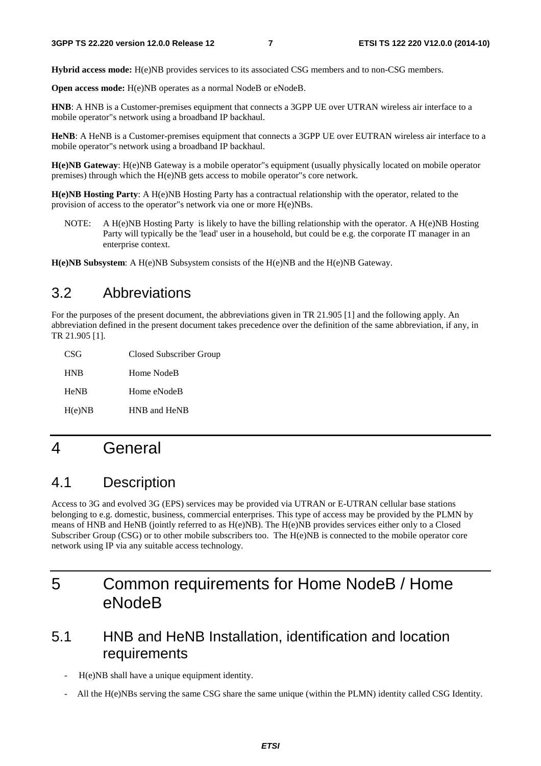**Hybrid access mode:** H(e)NB provides services to its associated CSG members and to non-CSG members.

**Open access mode:** H(e)NB operates as a normal NodeB or eNodeB.

**HNB**: A HNB is a Customer-premises equipment that connects a 3GPP UE over UTRAN wireless air interface to a mobile operator"s network using a broadband IP backhaul.

**HeNB**: A HeNB is a Customer-premises equipment that connects a 3GPP UE over EUTRAN wireless air interface to a mobile operator"s network using a broadband IP backhaul.

**H(e)NB Gateway**: H(e)NB Gateway is a mobile operator"s equipment (usually physically located on mobile operator premises) through which the H(e)NB gets access to mobile operator"s core network.

**H(e)NB Hosting Party**: A H(e)NB Hosting Party has a contractual relationship with the operator, related to the provision of access to the operator"s network via one or more H(e)NBs.

NOTE: A H(e)NB Hosting Party is likely to have the billing relationship with the operator. A H(e)NB Hosting Party will typically be the 'lead' user in a household, but could be e.g. the corporate IT manager in an enterprise context.

**H(e)NB Subsystem**: A H(e)NB Subsystem consists of the H(e)NB and the H(e)NB Gateway.

## 3.2 Abbreviations

For the purposes of the present document, the abbreviations given in TR 21.905 [1] and the following apply. An abbreviation defined in the present document takes precedence over the definition of the same abbreviation, if any, in TR 21.905 [1].

CSG Closed Subscriber Group

HNB Home NodeB

HeNB Home eNodeB

H(e)NB HNB and HeNB

# 4 General

## 4.1 Description

Access to 3G and evolved 3G (EPS) services may be provided via UTRAN or E-UTRAN cellular base stations belonging to e.g. domestic, business, commercial enterprises. This type of access may be provided by the PLMN by means of HNB and HeNB (jointly referred to as H(e)NB). The H(e)NB provides services either only to a Closed Subscriber Group (CSG) or to other mobile subscribers too. The H(e)NB is connected to the mobile operator core network using IP via any suitable access technology.

# 5 Common requirements for Home NodeB / Home eNodeB

## 5.1 HNB and HeNB Installation, identification and location requirements

- H(e)NB shall have a unique equipment identity.
- All the H(e)NBs serving the same CSG share the same unique (within the PLMN) identity called CSG Identity.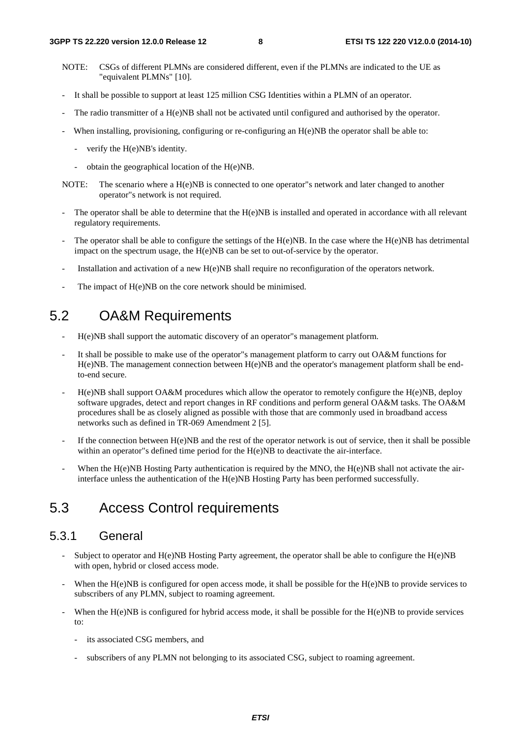NOTE: CSGs of different PLMNs are considered different, even if the PLMNs are indicated to the UE as "equivalent PLMNs" [10].

- It shall be possible to support at least 125 million CSG Identities within a PLMN of an operator.
- The radio transmitter of a H(e)NB shall not be activated until configured and authorised by the operator.
- When installing, provisioning, configuring or re-configuring an H(e)NB the operator shall be able to:
  - verify the H(e)NB's identity.
  - obtain the geographical location of the H(e)NB.

NOTE: The scenario where a H(e)NB is connected to one operator"s network and later changed to another operator"s network is not required.

- The operator shall be able to determine that the H(e)NB is installed and operated in accordance with all relevant regulatory requirements.
- The operator shall be able to configure the settings of the H(e)NB. In the case where the H(e)NB has detrimental impact on the spectrum usage, the H(e)NB can be set to out-of-service by the operator.
- Installation and activation of a new H(e)NB shall require no reconfiguration of the operators network.
- The impact of H(e)NB on the core network should be minimised.

## 5.2 OA&M Requirements

- H(e)NB shall support the automatic discovery of an operator"s management platform.
- It shall be possible to make use of the operator"s management platform to carry out OA&M functions for H(e)NB. The management connection between H(e)NB and the operator's management platform shall be end-to-end secure.
- H(e)NB shall support OA&M procedures which allow the operator to remotely configure the H(e)NB, deploy software upgrades, detect and report changes in RF conditions and perform general OA&M tasks. The OA&M procedures shall be as closely aligned as possible with those that are commonly used in broadband access networks such as defined in TR-069 Amendment 2 [5].
- If the connection between H(e)NB and the rest of the operator network is out of service, then it shall be possible within an operator"s defined time period for the H(e)NB to deactivate the air-interface.
- When the H(e)NB Hosting Party authentication is required by the MNO, the H(e)NB shall not activate the air-interface unless the authentication of the H(e)NB Hosting Party has been performed successfully.

## 5.3 Access Control requirements

### 5.3.1 General

- Subject to operator and H(e)NB Hosting Party agreement, the operator shall be able to configure the H(e)NB with open, hybrid or closed access mode.
- When the H(e)NB is configured for open access mode, it shall be possible for the H(e)NB to provide services to subscribers of any PLMN, subject to roaming agreement.
- When the H(e)NB is configured for hybrid access mode, it shall be possible for the H(e)NB to provide services to:
  - its associated CSG members, and
  - subscribers of any PLMN not belonging to its associated CSG, subject to roaming agreement.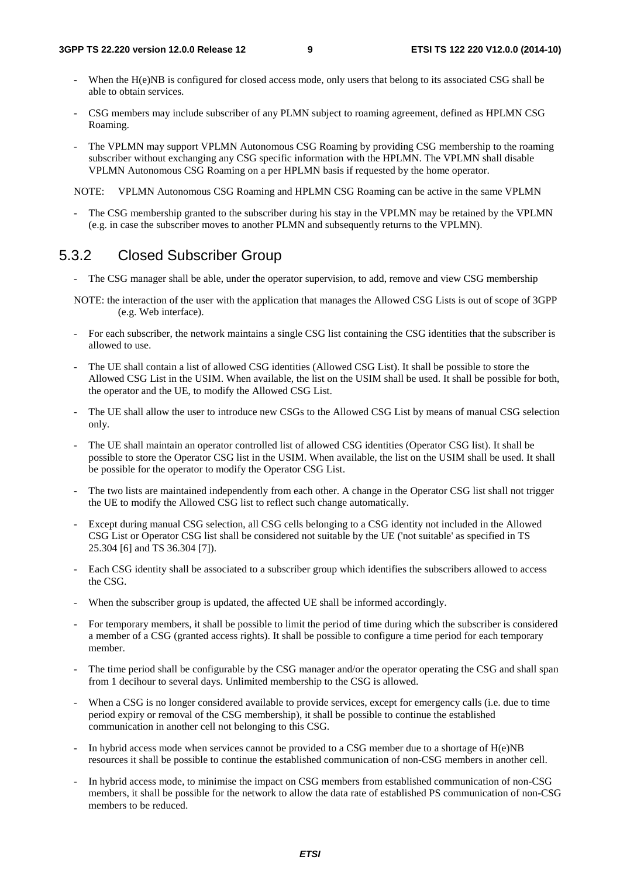- When the H(e)NB is configured for closed access mode, only users that belong to its associated CSG shall be able to obtain services.

- CSG members may include subscriber of any PLMN subject to roaming agreement, defined as HPLMN CSG Roaming.

- The VPLMN may support VPLMN Autonomous CSG Roaming by providing CSG membership to the roaming subscriber without exchanging any CSG specific information with the HPLMN. The VPLMN shall disable VPLMN Autonomous CSG Roaming on a per HPLMN basis if requested by the home operator.

NOTE: VPLMN Autonomous CSG Roaming and HPLMN CSG Roaming can be active in the same VPLMN

- The CSG membership granted to the subscriber during his stay in the VPLMN may be retained by the VPLMN (e.g. in case the subscriber moves to another PLMN and subsequently returns to the VPLMN).

### 5.3.2 Closed Subscriber Group

- The CSG manager shall be able, under the operator supervision, to add, remove and view CSG membership

NOTE: the interaction of the user with the application that manages the Allowed CSG Lists is out of scope of 3GPP (e.g. Web interface).

- For each subscriber, the network maintains a single CSG list containing the CSG identities that the subscriber is allowed to use.

- The UE shall contain a list of allowed CSG identities (Allowed CSG List). It shall be possible to store the Allowed CSG List in the USIM. When available, the list on the USIM shall be used. It shall be possible for both, the operator and the UE, to modify the Allowed CSG List.

- The UE shall allow the user to introduce new CSGs to the Allowed CSG List by means of manual CSG selection only.

- The UE shall maintain an operator controlled list of allowed CSG identities (Operator CSG list). It shall be possible to store the Operator CSG list in the USIM. When available, the list on the USIM shall be used. It shall be possible for the operator to modify the Operator CSG List.

- The two lists are maintained independently from each other. A change in the Operator CSG list shall not trigger the UE to modify the Allowed CSG list to reflect such change automatically.

- Except during manual CSG selection, all CSG cells belonging to a CSG identity not included in the Allowed CSG List or Operator CSG list shall be considered not suitable by the UE ('not suitable' as specified in TS 25.304 [6] and TS 36.304 [7]).

- Each CSG identity shall be associated to a subscriber group which identifies the subscribers allowed to access the CSG.

- When the subscriber group is updated, the affected UE shall be informed accordingly.

- For temporary members, it shall be possible to limit the period of time during which the subscriber is considered a member of a CSG (granted access rights). It shall be possible to configure a time period for each temporary member.

- The time period shall be configurable by the CSG manager and/or the operator operating the CSG and shall span from 1 decihour to several days. Unlimited membership to the CSG is allowed.

- When a CSG is no longer considered available to provide services, except for emergency calls (i.e. due to time period expiry or removal of the CSG membership), it shall be possible to continue the established communication in another cell not belonging to this CSG.

- In hybrid access mode when services cannot be provided to a CSG member due to a shortage of H(e)NB resources it shall be possible to continue the established communication of non-CSG members in another cell.

- In hybrid access mode, to minimise the impact on CSG members from established communication of non-CSG members, it shall be possible for the network to allow the data rate of established PS communication of non-CSG members to be reduced.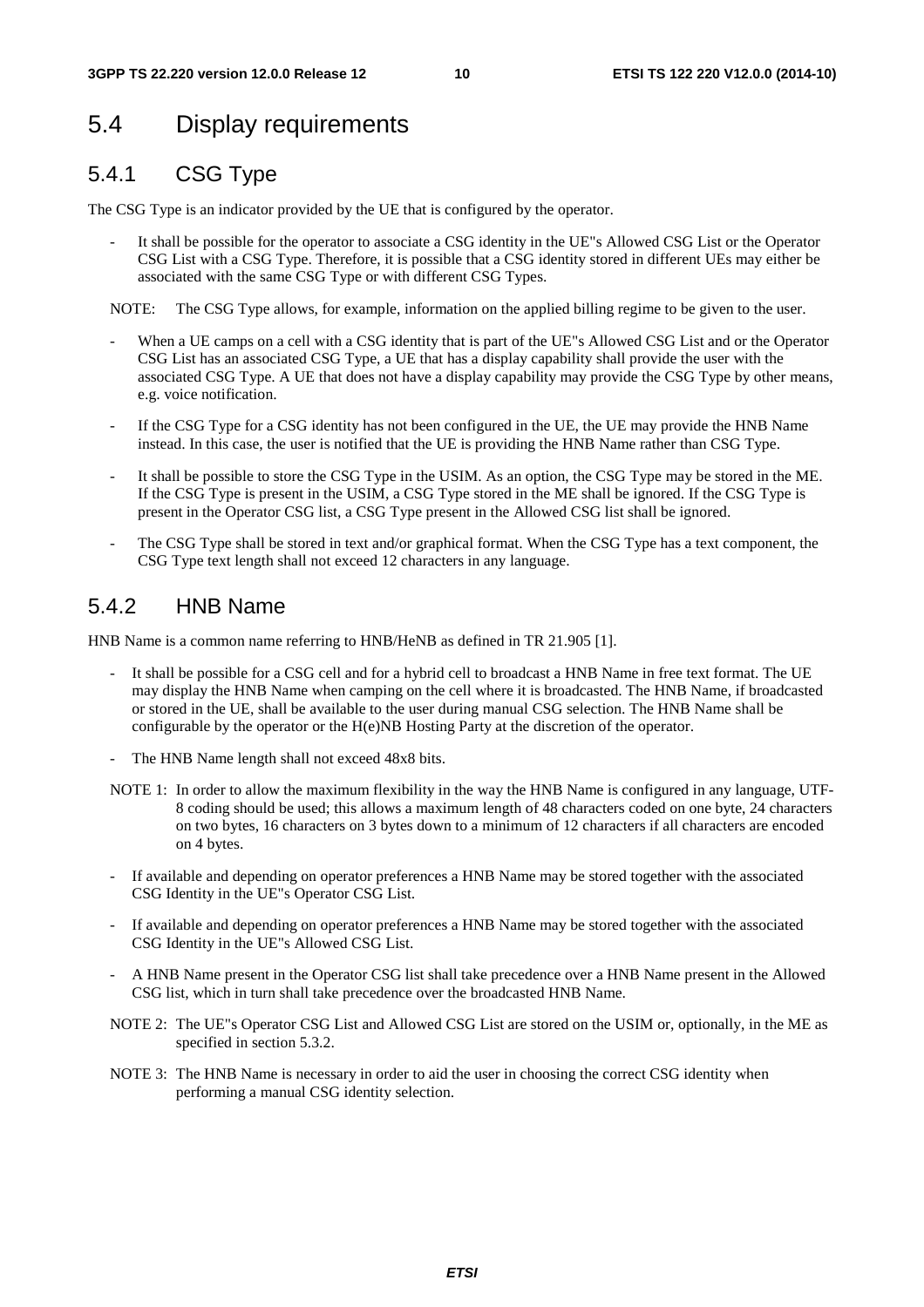## 5.4 Display requirements

### 5.4.1 CSG Type

The CSG Type is an indicator provided by the UE that is configured by the operator.

- It shall be possible for the operator to associate a CSG identity in the UE"s Allowed CSG List or the Operator CSG List with a CSG Type. Therefore, it is possible that a CSG identity stored in different UEs may either be associated with the same CSG Type or with different CSG Types.

NOTE: The CSG Type allows, for example, information on the applied billing regime to be given to the user.

- When a UE camps on a cell with a CSG identity that is part of the UE"s Allowed CSG List and or the Operator CSG List has an associated CSG Type, a UE that has a display capability shall provide the user with the associated CSG Type. A UE that does not have a display capability may provide the CSG Type by other means, e.g. voice notification.
- If the CSG Type for a CSG identity has not been configured in the UE, the UE may provide the HNB Name instead. In this case, the user is notified that the UE is providing the HNB Name rather than CSG Type.
- It shall be possible to store the CSG Type in the USIM. As an option, the CSG Type may be stored in the ME. If the CSG Type is present in the USIM, a CSG Type stored in the ME shall be ignored. If the CSG Type is present in the Operator CSG list, a CSG Type present in the Allowed CSG list shall be ignored.
- The CSG Type shall be stored in text and/or graphical format. When the CSG Type has a text component, the CSG Type text length shall not exceed 12 characters in any language.

### 5.4.2 HNB Name

HNB Name is a common name referring to HNB/HeNB as defined in TR 21.905 [1].

- It shall be possible for a CSG cell and for a hybrid cell to broadcast a HNB Name in free text format. The UE may display the HNB Name when camping on the cell where it is broadcasted. The HNB Name, if broadcasted or stored in the UE, shall be available to the user during manual CSG selection. The HNB Name shall be configurable by the operator or the H(e)NB Hosting Party at the discretion of the operator.
- The HNB Name length shall not exceed 48x8 bits.

NOTE 1: In order to allow the maximum flexibility in the way the HNB Name is configured in any language, UTF-8 coding should be used; this allows a maximum length of 48 characters coded on one byte, 24 characters on two bytes, 16 characters on 3 bytes down to a minimum of 12 characters if all characters are encoded on 4 bytes.

- If available and depending on operator preferences a HNB Name may be stored together with the associated CSG Identity in the UE"s Operator CSG List.
- If available and depending on operator preferences a HNB Name may be stored together with the associated CSG Identity in the UE"s Allowed CSG List.
- A HNB Name present in the Operator CSG list shall take precedence over a HNB Name present in the Allowed CSG list, which in turn shall take precedence over the broadcasted HNB Name.

NOTE 2: The UE"s Operator CSG List and Allowed CSG List are stored on the USIM or, optionally, in the ME as specified in section 5.3.2.

NOTE 3: The HNB Name is necessary in order to aid the user in choosing the correct CSG identity when performing a manual CSG identity selection.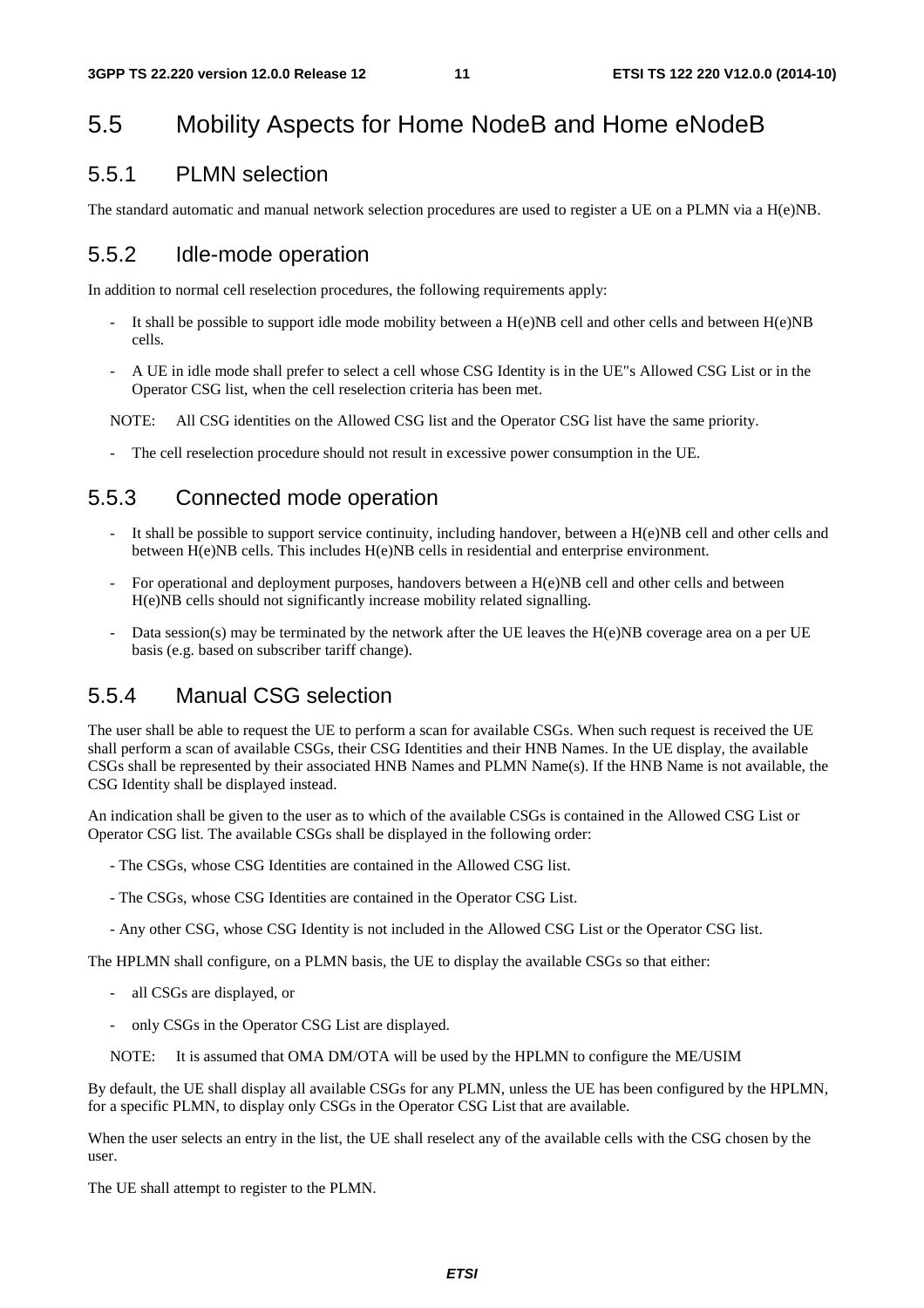## 5.5 Mobility Aspects for Home NodeB and Home eNodeB

### 5.5.1 PLMN selection

The standard automatic and manual network selection procedures are used to register a UE on a PLMN via a H(e)NB.

### 5.5.2 Idle-mode operation

In addition to normal cell reselection procedures, the following requirements apply:

- It shall be possible to support idle mode mobility between a H(e)NB cell and other cells and between H(e)NB cells.
- A UE in idle mode shall prefer to select a cell whose CSG Identity is in the UE"s Allowed CSG List or in the Operator CSG list, when the cell reselection criteria has been met.

NOTE: All CSG identities on the Allowed CSG list and the Operator CSG list have the same priority.

- The cell reselection procedure should not result in excessive power consumption in the UE.

### 5.5.3 Connected mode operation

- It shall be possible to support service continuity, including handover, between a H(e)NB cell and other cells and between H(e)NB cells. This includes H(e)NB cells in residential and enterprise environment.
- For operational and deployment purposes, handovers between a H(e)NB cell and other cells and between H(e)NB cells should not significantly increase mobility related signalling.
- Data session(s) may be terminated by the network after the UE leaves the H(e)NB coverage area on a per UE basis (e.g. based on subscriber tariff change).

### 5.5.4 Manual CSG selection

The user shall be able to request the UE to perform a scan for available CSGs. When such request is received the UE shall perform a scan of available CSGs, their CSG Identities and their HNB Names. In the UE display, the available CSGs shall be represented by their associated HNB Names and PLMN Name(s). If the HNB Name is not available, the CSG Identity shall be displayed instead.

An indication shall be given to the user as to which of the available CSGs is contained in the Allowed CSG List or Operator CSG list. The available CSGs shall be displayed in the following order:

- The CSGs, whose CSG Identities are contained in the Allowed CSG list.
- The CSGs, whose CSG Identities are contained in the Operator CSG List.
- Any other CSG, whose CSG Identity is not included in the Allowed CSG List or the Operator CSG list.

The HPLMN shall configure, on a PLMN basis, the UE to display the available CSGs so that either:

- all CSGs are displayed, or
- only CSGs in the Operator CSG List are displayed.

NOTE: It is assumed that OMA DM/OTA will be used by the HPLMN to configure the ME/USIM

By default, the UE shall display all available CSGs for any PLMN, unless the UE has been configured by the HPLMN, for a specific PLMN, to display only CSGs in the Operator CSG List that are available.

When the user selects an entry in the list, the UE shall reselect any of the available cells with the CSG chosen by the user.

The UE shall attempt to register to the PLMN.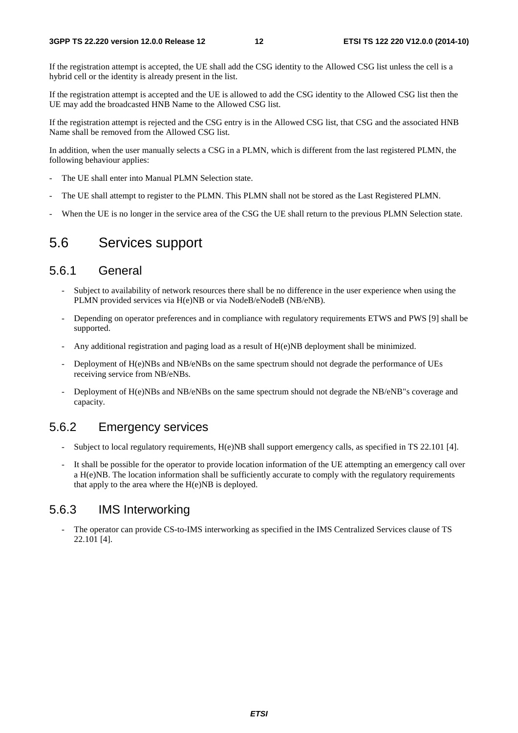If the registration attempt is accepted, the UE shall add the CSG identity to the Allowed CSG list unless the cell is a hybrid cell or the identity is already present in the list.

If the registration attempt is accepted and the UE is allowed to add the CSG identity to the Allowed CSG list then the UE may add the broadcasted HNB Name to the Allowed CSG list.

If the registration attempt is rejected and the CSG entry is in the Allowed CSG list, that CSG and the associated HNB Name shall be removed from the Allowed CSG list.

In addition, when the user manually selects a CSG in a PLMN, which is different from the last registered PLMN, the following behaviour applies:

- The UE shall enter into Manual PLMN Selection state.
- The UE shall attempt to register to the PLMN. This PLMN shall not be stored as the Last Registered PLMN.
- When the UE is no longer in the service area of the CSG the UE shall return to the previous PLMN Selection state.

## 5.6 Services support

### 5.6.1 General

- Subject to availability of network resources there shall be no difference in the user experience when using the PLMN provided services via H(e)NB or via NodeB/eNodeB (NB/eNB).
- Depending on operator preferences and in compliance with regulatory requirements ETWS and PWS [9] shall be supported.
- Any additional registration and paging load as a result of H(e)NB deployment shall be minimized.
- Deployment of H(e)NBs and NB/eNBs on the same spectrum should not degrade the performance of UEs receiving service from NB/eNBs.
- Deployment of H(e)NBs and NB/eNBs on the same spectrum should not degrade the NB/eNB"s coverage and capacity.

### 5.6.2 Emergency services

- Subject to local regulatory requirements, H(e)NB shall support emergency calls, as specified in TS 22.101 [4].
- It shall be possible for the operator to provide location information of the UE attempting an emergency call over a H(e)NB. The location information shall be sufficiently accurate to comply with the regulatory requirements that apply to the area where the H(e)NB is deployed.

### 5.6.3 IMS Interworking

- The operator can provide CS-to-IMS interworking as specified in the IMS Centralized Services clause of TS 22.101 [4].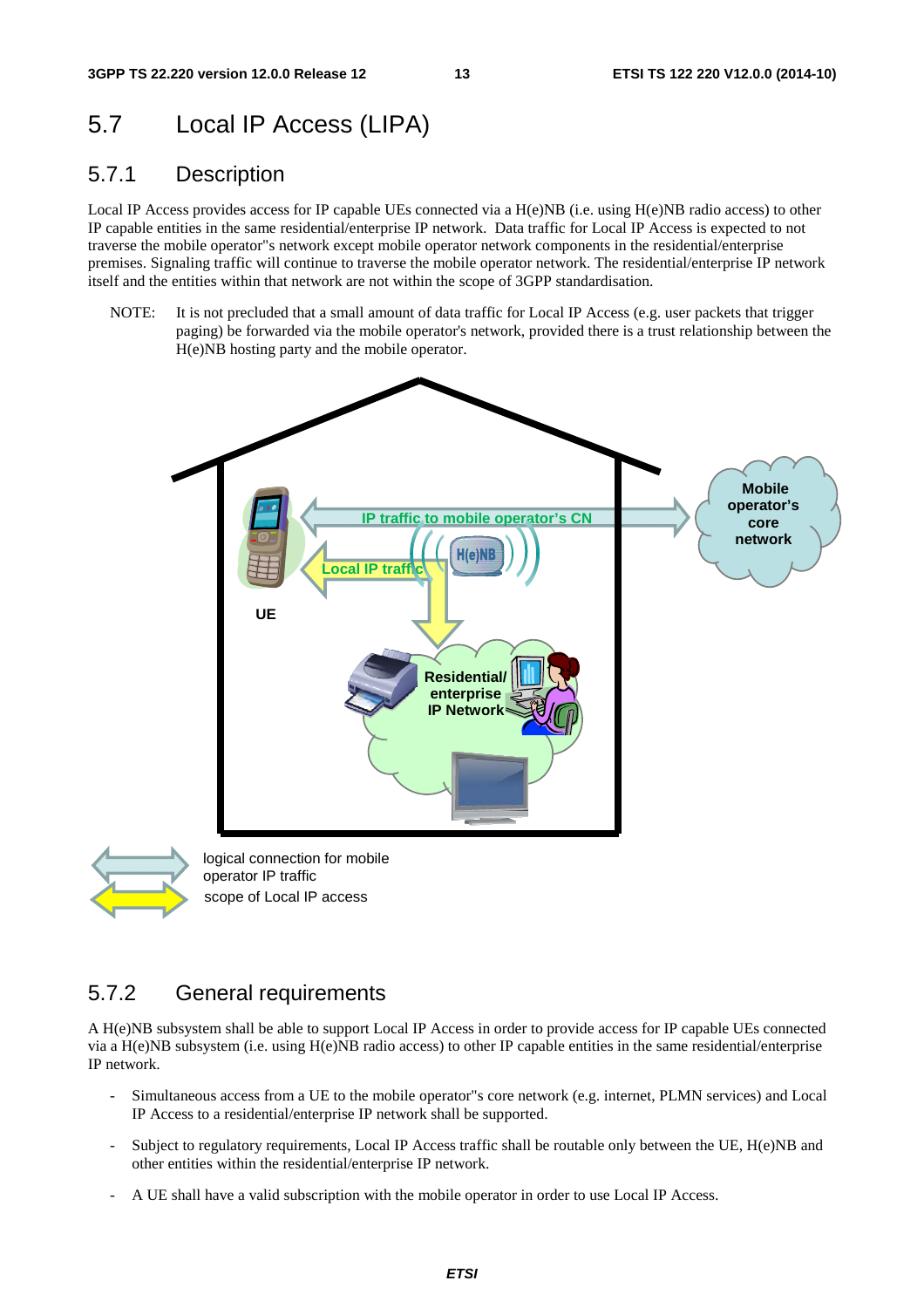## 5.7 Local IP Access (LIPA)

### 5.7.1 Description

Local IP Access provides access for IP capable UEs connected via a H(e)NB (i.e. using H(e)NB radio access) to other IP capable entities in the same residential/enterprise IP network. Data traffic for Local IP Access is expected to not traverse the mobile operator"s network except mobile operator network components in the residential/enterprise premises. Signaling traffic will continue to traverse the mobile operator network. The residential/enterprise IP network itself and the entities within that network are not within the scope of 3GPP standardisation.

NOTE: It is not precluded that a small amount of data traffic for Local IP Access (e.g. user packets that trigger paging) be forwarded via the mobile operator's network, provided there is a trust relationship between the H(e)NB hosting party and the mobile operator.

logical connection for mobile operator IP traffic

scope of Local IP access

### 5.7.2 General requirements

A H(e)NB subsystem shall be able to support Local IP Access in order to provide access for IP capable UEs connected via a H(e)NB subsystem (i.e. using H(e)NB radio access) to other IP capable entities in the same residential/enterprise IP network.

- Simultaneous access from a UE to the mobile operator"s core network (e.g. internet, PLMN services) and Local IP Access to a residential/enterprise IP network shall be supported.
- Subject to regulatory requirements, Local IP Access traffic shall be routable only between the UE, H(e)NB and other entities within the residential/enterprise IP network.
- A UE shall have a valid subscription with the mobile operator in order to use Local IP Access.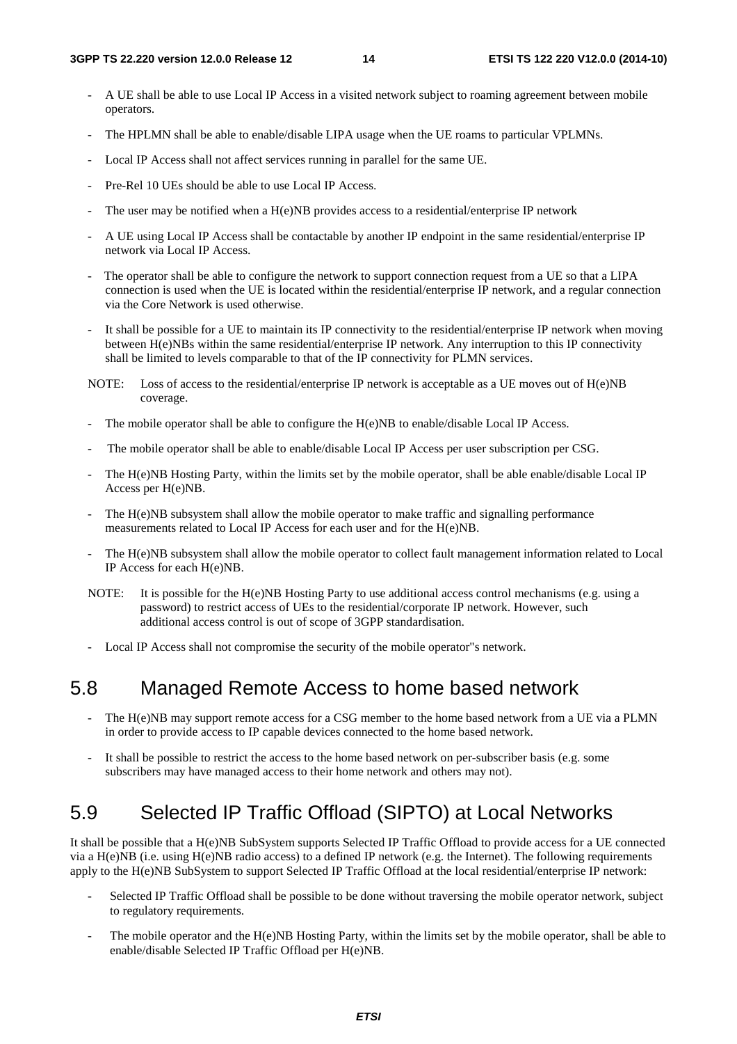- A UE shall be able to use Local IP Access in a visited network subject to roaming agreement between mobile operators.
- The HPLMN shall be able to enable/disable LIPA usage when the UE roams to particular VPLMNs.
- Local IP Access shall not affect services running in parallel for the same UE.
- Pre-Rel 10 UEs should be able to use Local IP Access.
- The user may be notified when a H(e)NB provides access to a residential/enterprise IP network
- A UE using Local IP Access shall be contactable by another IP endpoint in the same residential/enterprise IP network via Local IP Access.
- The operator shall be able to configure the network to support connection request from a UE so that a LIPA connection is used when the UE is located within the residential/enterprise IP network, and a regular connection via the Core Network is used otherwise.
- It shall be possible for a UE to maintain its IP connectivity to the residential/enterprise IP network when moving between H(e)NBs within the same residential/enterprise IP network. Any interruption to this IP connectivity shall be limited to levels comparable to that of the IP connectivity for PLMN services.

NOTE: Loss of access to the residential/enterprise IP network is acceptable as a UE moves out of H(e)NB coverage.

- The mobile operator shall be able to configure the H(e)NB to enable/disable Local IP Access.
- The mobile operator shall be able to enable/disable Local IP Access per user subscription per CSG.
- The H(e)NB Hosting Party, within the limits set by the mobile operator, shall be able enable/disable Local IP Access per H(e)NB.
- The H(e)NB subsystem shall allow the mobile operator to make traffic and signalling performance measurements related to Local IP Access for each user and for the H(e)NB.
- The H(e)NB subsystem shall allow the mobile operator to collect fault management information related to Local IP Access for each H(e)NB.

NOTE: It is possible for the H(e)NB Hosting Party to use additional access control mechanisms (e.g. using a password) to restrict access of UEs to the residential/corporate IP network. However, such additional access control is out of scope of 3GPP standardisation.

- Local IP Access shall not compromise the security of the mobile operator"s network.

## 5.8 Managed Remote Access to home based network

- The H(e)NB may support remote access for a CSG member to the home based network from a UE via a PLMN in order to provide access to IP capable devices connected to the home based network.
- It shall be possible to restrict the access to the home based network on per-subscriber basis (e.g. some subscribers may have managed access to their home network and others may not).

## 5.9 Selected IP Traffic Offload (SIPTO) at Local Networks

It shall be possible that a H(e)NB SubSystem supports Selected IP Traffic Offload to provide access for a UE connected via a H(e)NB (i.e. using H(e)NB radio access) to a defined IP network (e.g. the Internet). The following requirements apply to the H(e)NB SubSystem to support Selected IP Traffic Offload at the local residential/enterprise IP network:

- Selected IP Traffic Offload shall be possible to be done without traversing the mobile operator network, subject to regulatory requirements.
- The mobile operator and the H(e)NB Hosting Party, within the limits set by the mobile operator, shall be able to enable/disable Selected IP Traffic Offload per H(e)NB.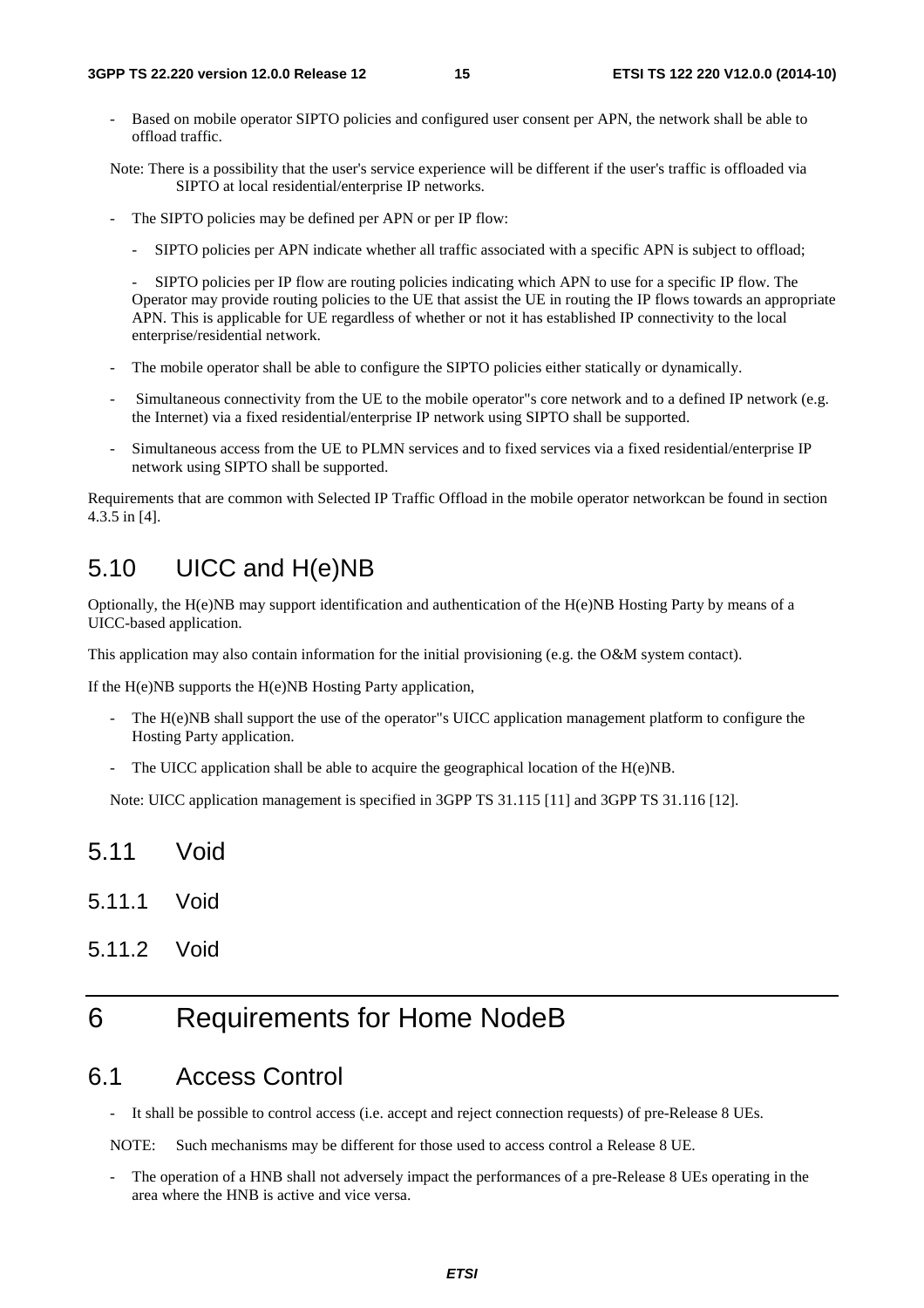- Based on mobile operator SIPTO policies and configured user consent per APN, the network shall be able to offload traffic.

Note: There is a possibility that the user's service experience will be different if the user's traffic is offloaded via SIPTO at local residential/enterprise IP networks.

- The SIPTO policies may be defined per APN or per IP flow:
  - SIPTO policies per APN indicate whether all traffic associated with a specific APN is subject to offload;
  - SIPTO policies per IP flow are routing policies indicating which APN to use for a specific IP flow. The Operator may provide routing policies to the UE that assist the UE in routing the IP flows towards an appropriate APN. This is applicable for UE regardless of whether or not it has established IP connectivity to the local enterprise/residential network.
- The mobile operator shall be able to configure the SIPTO policies either statically or dynamically.
- Simultaneous connectivity from the UE to the mobile operator"s core network and to a defined IP network (e.g. the Internet) via a fixed residential/enterprise IP network using SIPTO shall be supported.
- Simultaneous access from the UE to PLMN services and to fixed services via a fixed residential/enterprise IP network using SIPTO shall be supported.

Requirements that are common with Selected IP Traffic Offload in the mobile operator networkcan be found in section 4.3.5 in [4].

## 5.10 UICC and H(e)NB

Optionally, the H(e)NB may support identification and authentication of the H(e)NB Hosting Party by means of a UICC-based application.

This application may also contain information for the initial provisioning (e.g. the O&M system contact).

If the H(e)NB supports the H(e)NB Hosting Party application,

- The H(e)NB shall support the use of the operator"s UICC application management platform to configure the Hosting Party application.
- The UICC application shall be able to acquire the geographical location of the H(e)NB.

Note: UICC application management is specified in 3GPP TS 31.115 [11] and 3GPP TS 31.116 [12].

## 5.11 Void

### 5.11.1 Void

### 5.11.2 Void

# 6 Requirements for Home NodeB

## 6.1 Access Control

- It shall be possible to control access (i.e. accept and reject connection requests) of pre-Release 8 UEs.

NOTE: Such mechanisms may be different for those used to access control a Release 8 UE.

- The operation of a HNB shall not adversely impact the performances of a pre-Release 8 UEs operating in the area where the HNB is active and vice versa.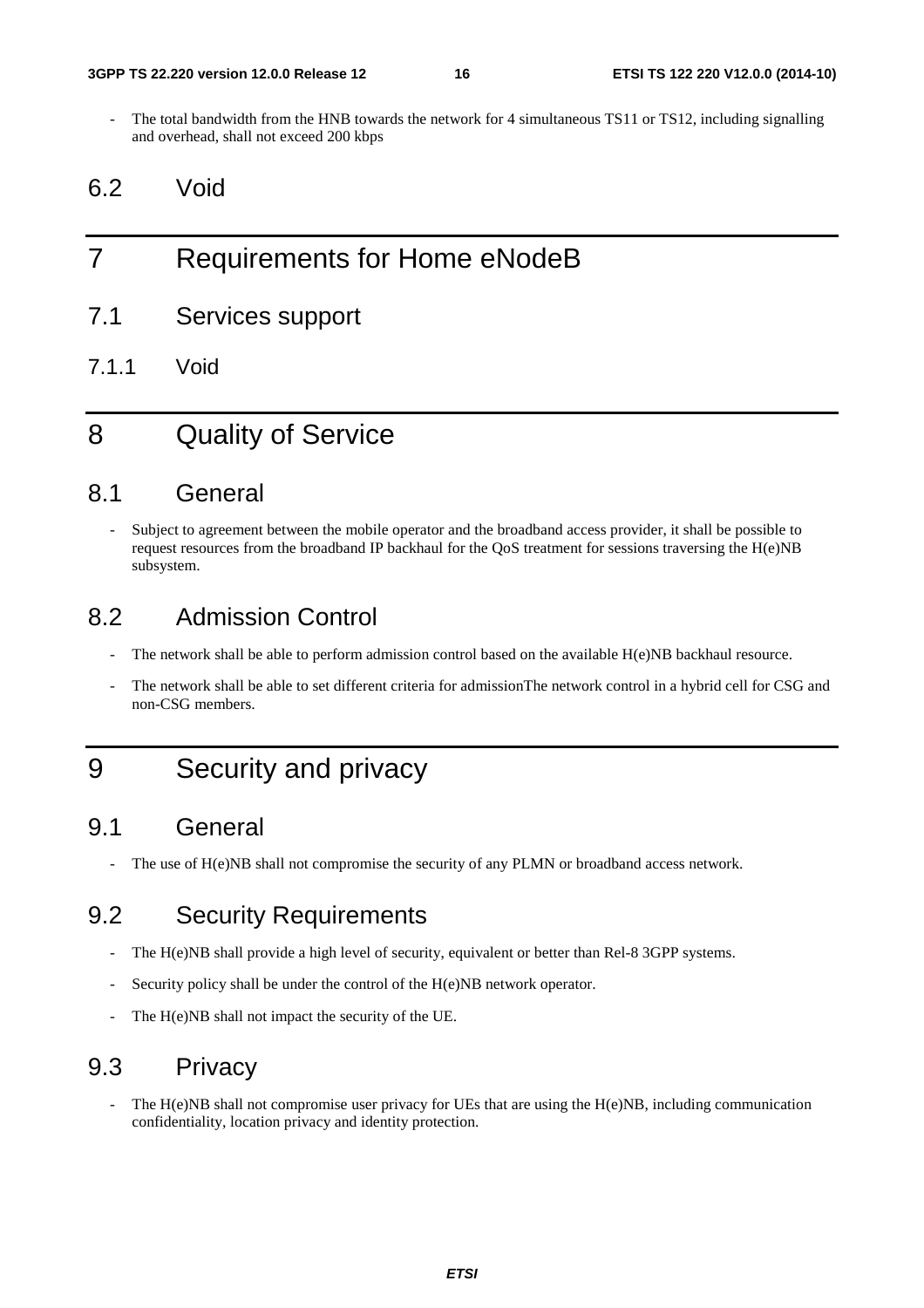- The total bandwidth from the HNB towards the network for 4 simultaneous TS11 or TS12, including signalling and overhead, shall not exceed 200 kbps

## 6.2 Void

# 7 Requirements for Home eNodeB

## 7.1 Services support

### 7.1.1 Void

# 8 Quality of Service

## 8.1 General

- Subject to agreement between the mobile operator and the broadband access provider, it shall be possible to request resources from the broadband IP backhaul for the QoS treatment for sessions traversing the H(e)NB subsystem.

## 8.2 Admission Control

- The network shall be able to perform admission control based on the available H(e)NB backhaul resource.
- The network shall be able to set different criteria for admissionThe network control in a hybrid cell for CSG and non-CSG members.

# 9 Security and privacy

## 9.1 General

- The use of H(e)NB shall not compromise the security of any PLMN or broadband access network.

## 9.2 Security Requirements

- The H(e)NB shall provide a high level of security, equivalent or better than Rel-8 3GPP systems.
- Security policy shall be under the control of the H(e)NB network operator.
- The H(e)NB shall not impact the security of the UE.

## 9.3 Privacy

- The H(e)NB shall not compromise user privacy for UEs that are using the H(e)NB, including communication confidentiality, location privacy and identity protection.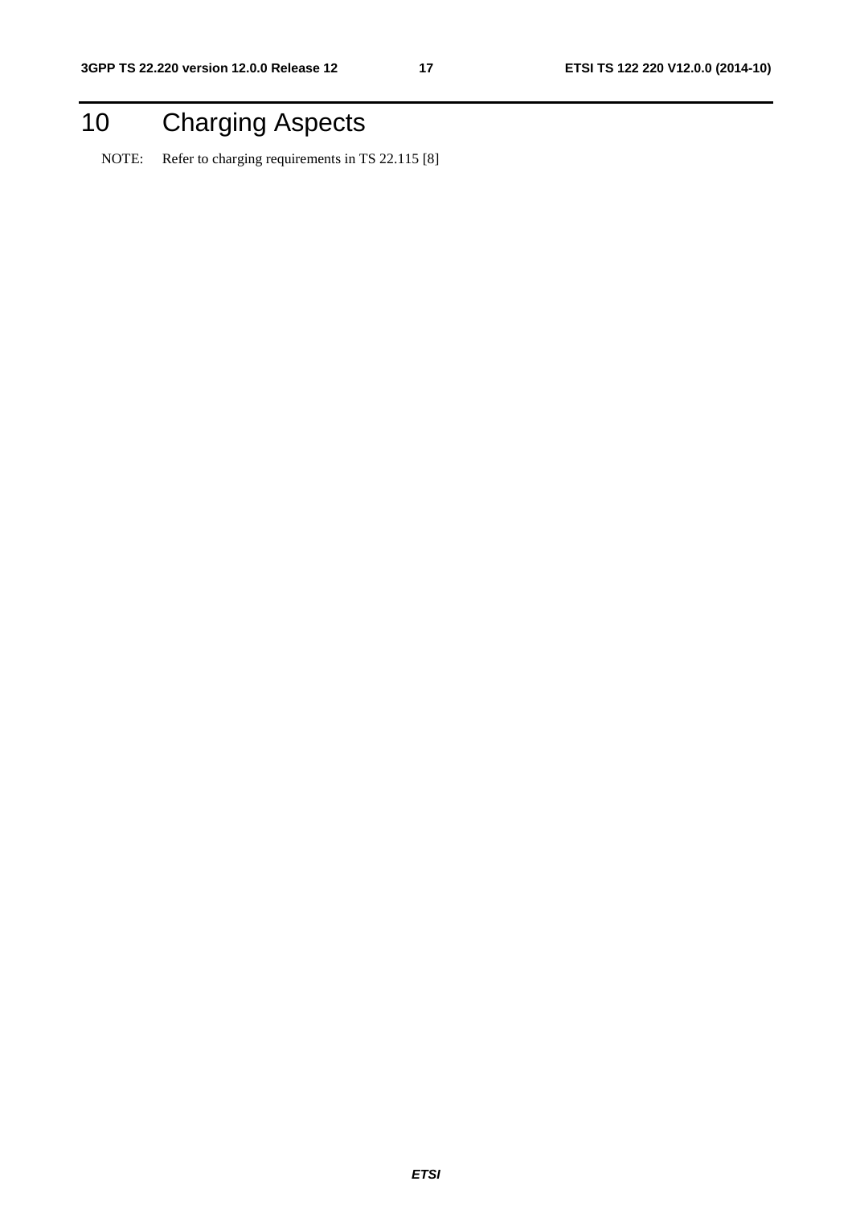# 10 Charging Aspects

NOTE: Refer to charging requirements in TS 22.115 [8]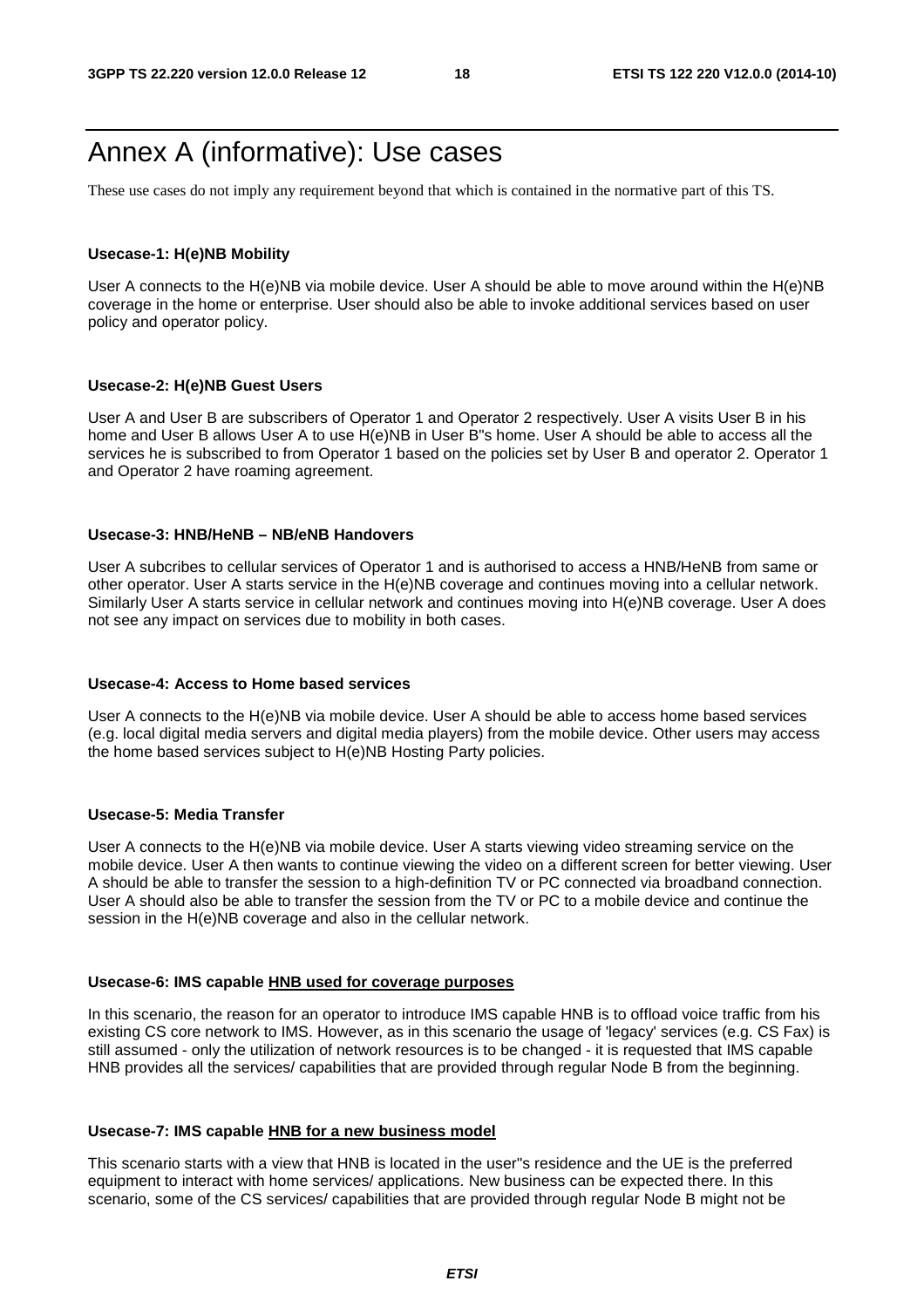# Annex A (informative): Use cases

These use cases do not imply any requirement beyond that which is contained in the normative part of this TS.

**Usecase-1: H(e)NB Mobility**

User A connects to the H(e)NB via mobile device. User A should be able to move around within the H(e)NB coverage in the home or enterprise. User should also be able to invoke additional services based on user policy and operator policy.

**Usecase-2: H(e)NB Guest Users**

User A and User B are subscribers of Operator 1 and Operator 2 respectively. User A visits User B in his home and User B allows User A to use H(e)NB in User B"s home. User A should be able to access all the services he is subscribed to from Operator 1 based on the policies set by User B and operator 2. Operator 1 and Operator 2 have roaming agreement.

**Usecase-3: HNB/HeNB – NB/eNB Handovers**

User A subcribes to cellular services of Operator 1 and is authorised to access a HNB/HeNB from same or other operator. User A starts service in the H(e)NB coverage and continues moving into a cellular network. Similarly User A starts service in cellular network and continues moving into H(e)NB coverage. User A does not see any impact on services due to mobility in both cases.

**Usecase-4: Access to Home based services**

User A connects to the H(e)NB via mobile device. User A should be able to access home based services (e.g. local digital media servers and digital media players) from the mobile device. Other users may access the home based services subject to H(e)NB Hosting Party policies.

**Usecase-5: Media Transfer**

User A connects to the H(e)NB via mobile device. User A starts viewing video streaming service on the mobile device. User A then wants to continue viewing the video on a different screen for better viewing. User A should be able to transfer the session to a high-definition TV or PC connected via broadband connection. User A should also be able to transfer the session from the TV or PC to a mobile device and continue the session in the H(e)NB coverage and also in the cellular network.

**Usecase-6: IMS capable HNB used for coverage purposes**

In this scenario, the reason for an operator to introduce IMS capable HNB is to offload voice traffic from his existing CS core network to IMS. However, as in this scenario the usage of 'legacy' services (e.g. CS Fax) is still assumed - only the utilization of network resources is to be changed - it is requested that IMS capable HNB provides all the services/ capabilities that are provided through regular Node B from the beginning.

**Usecase-7: IMS capable HNB for a new business model**

This scenario starts with a view that HNB is located in the user"s residence and the UE is the preferred equipment to interact with home services/ applications. New business can be expected there. In this scenario, some of the CS services/ capabilities that are provided through regular Node B might not be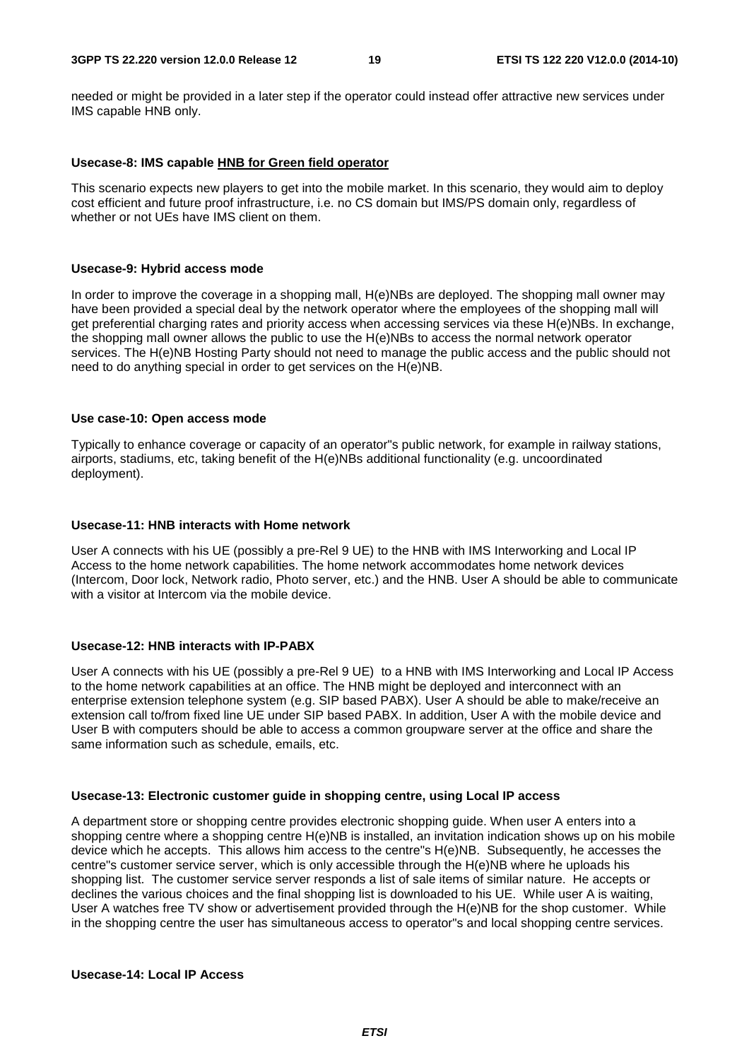needed or might be provided in a later step if the operator could instead offer attractive new services under IMS capable HNB only.

**Usecase-8: IMS capable HNB for Green field operator**

This scenario expects new players to get into the mobile market. In this scenario, they would aim to deploy cost efficient and future proof infrastructure, i.e. no CS domain but IMS/PS domain only, regardless of whether or not UEs have IMS client on them.

**Usecase-9: Hybrid access mode**

In order to improve the coverage in a shopping mall, H(e)NBs are deployed. The shopping mall owner may have been provided a special deal by the network operator where the employees of the shopping mall will get preferential charging rates and priority access when accessing services via these H(e)NBs. In exchange, the shopping mall owner allows the public to use the H(e)NBs to access the normal network operator services. The H(e)NB Hosting Party should not need to manage the public access and the public should not need to do anything special in order to get services on the H(e)NB.

**Use case-10: Open access mode**

Typically to enhance coverage or capacity of an operator"s public network, for example in railway stations, airports, stadiums, etc, taking benefit of the H(e)NBs additional functionality (e.g. uncoordinated deployment).

**Usecase-11: HNB interacts with Home network**

User A connects with his UE (possibly a pre-Rel 9 UE) to the HNB with IMS Interworking and Local IP Access to the home network capabilities. The home network accommodates home network devices (Intercom, Door lock, Network radio, Photo server, etc.) and the HNB. User A should be able to communicate with a visitor at Intercom via the mobile device.

**Usecase-12: HNB interacts with IP-PABX**

User A connects with his UE (possibly a pre-Rel 9 UE) to a HNB with IMS Interworking and Local IP Access to the home network capabilities at an office. The HNB might be deployed and interconnect with an enterprise extension telephone system (e.g. SIP based PABX). User A should be able to make/receive an extension call to/from fixed line UE under SIP based PABX. In addition, User A with the mobile device and User B with computers should be able to access a common groupware server at the office and share the same information such as schedule, emails, etc.

**Usecase-13: Electronic customer guide in shopping centre, using Local IP access**

A department store or shopping centre provides electronic shopping guide. When user A enters into a shopping centre where a shopping centre H(e)NB is installed, an invitation indication shows up on his mobile device which he accepts. This allows him access to the centre"s H(e)NB. Subsequently, he accesses the centre"s customer service server, which is only accessible through the H(e)NB where he uploads his shopping list. The customer service server responds a list of sale items of similar nature. He accepts or declines the various choices and the final shopping list is downloaded to his UE. While user A is waiting, User A watches free TV show or advertisement provided through the H(e)NB for the shop customer. While in the shopping centre the user has simultaneous access to operator"s and local shopping centre services.

**Usecase-14: Local IP Access**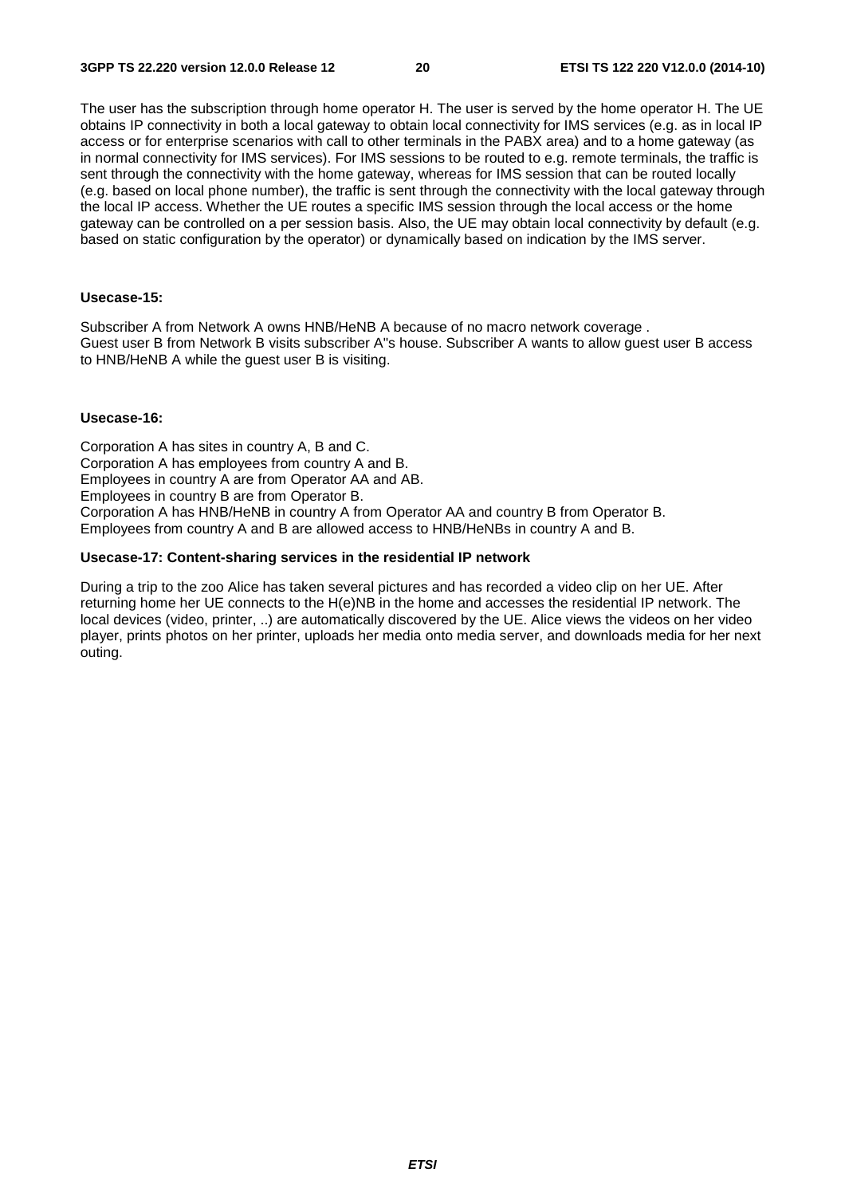The user has the subscription through home operator H. The user is served by the home operator H. The UE obtains IP connectivity in both a local gateway to obtain local connectivity for IMS services (e.g. as in local IP access or for enterprise scenarios with call to other terminals in the PABX area) and to a home gateway (as in normal connectivity for IMS services). For IMS sessions to be routed to e.g. remote terminals, the traffic is sent through the connectivity with the home gateway, whereas for IMS session that can be routed locally (e.g. based on local phone number), the traffic is sent through the connectivity with the local gateway through the local IP access. Whether the UE routes a specific IMS session through the local access or the home gateway can be controlled on a per session basis. Also, the UE may obtain local connectivity by default (e.g. based on static configuration by the operator) or dynamically based on indication by the IMS server.

**Usecase-15:**

Subscriber A from Network A owns HNB/HeNB A because of no macro network coverage .
Guest user B from Network B visits subscriber A"s house. Subscriber A wants to allow guest user B access to HNB/HeNB A while the guest user B is visiting.

**Usecase-16:**

Corporation A has sites in country A, B and C.
Corporation A has employees from country A and B.
Employees in country A are from Operator AA and AB.
Employees in country B are from Operator B.
Corporation A has HNB/HeNB in country A from Operator AA and country B from Operator B.
Employees from country A and B are allowed access to HNB/HeNBs in country A and B.

**Usecase-17: Content-sharing services in the residential IP network**

During a trip to the zoo Alice has taken several pictures and has recorded a video clip on her UE. After returning home her UE connects to the H(e)NB in the home and accesses the residential IP network. The local devices (video, printer, ..) are automatically discovered by the UE. Alice views the videos on her video player, prints photos on her printer, uploads her media onto media server, and downloads media for her next outing.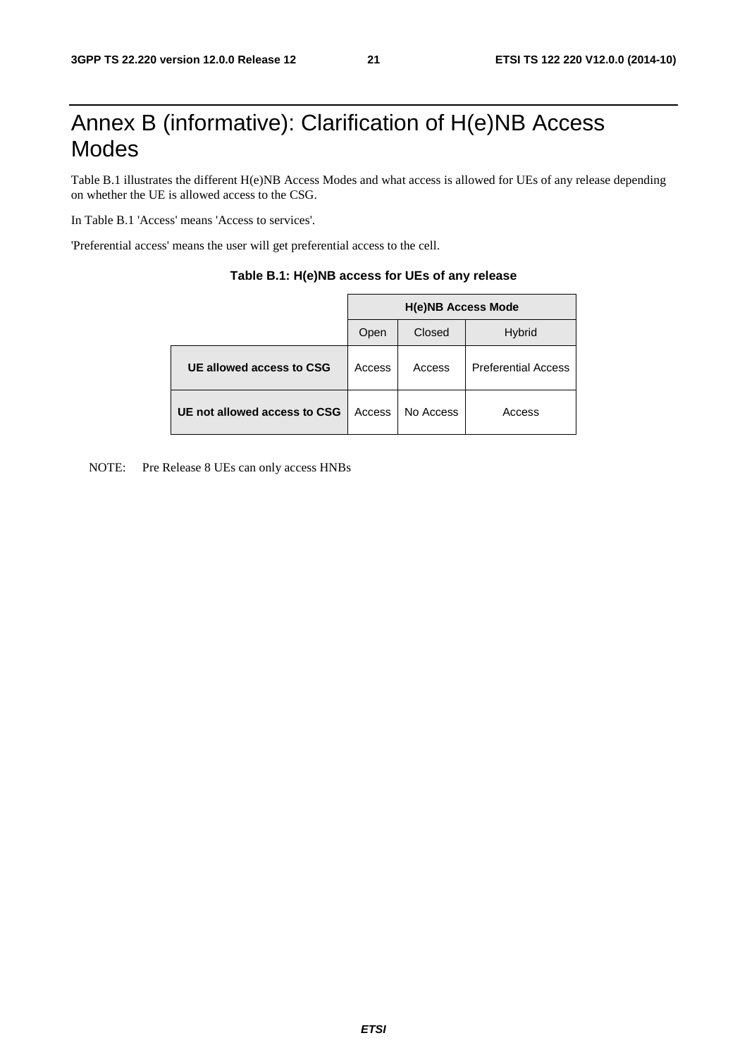# Annex B (informative): Clarification of H(e)NB Access Modes

Table B.1 illustrates the different H(e)NB Access Modes and what access is allowed for UEs of any release depending on whether the UE is allowed access to the CSG.

In Table B.1 'Access' means 'Access to services'.

'Preferential access' means the user will get preferential access to the cell.

**Table B.1: H(e)NB access for UEs of any release**

| | **H(e)NB Access Mode** | | |
|---|---|---|---|
| | Open | Closed | Hybrid |
| **UE allowed access to CSG** | Access | Access | Preferential Access |
| **UE not allowed access to CSG** | Access | No Access | Access |

NOTE: Pre Release 8 UEs can only access HNBs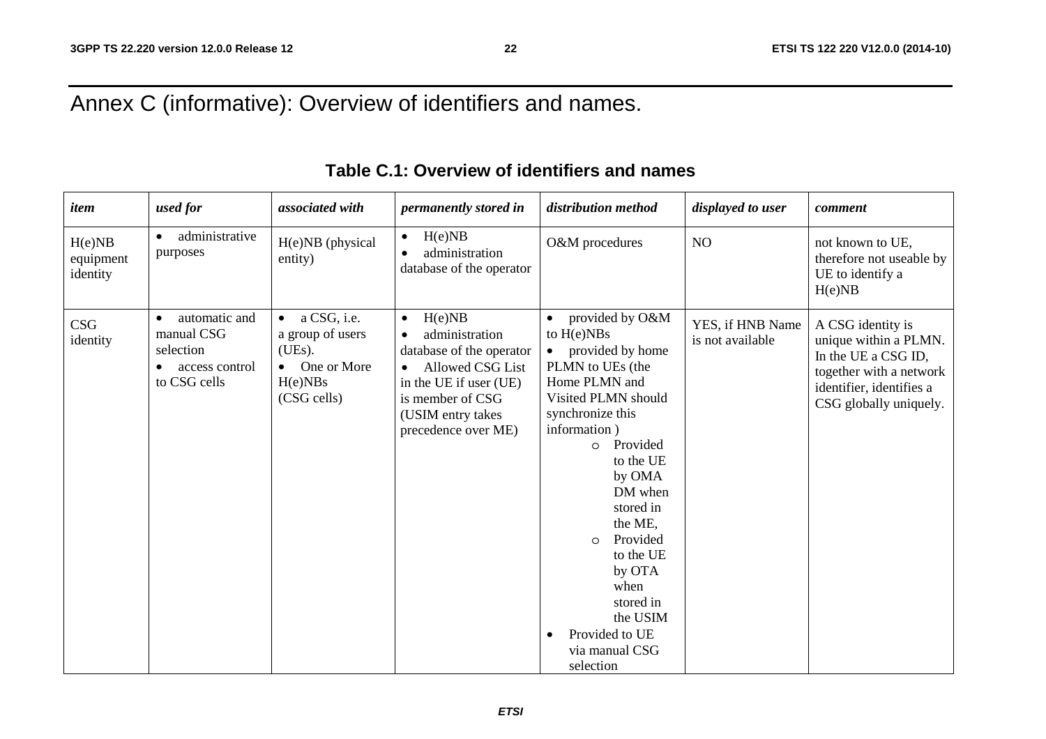# Annex C (informative): Overview of identifiers and names.

**Table C.1: Overview of identifiers and names**

| *item* | *used for* | *associated with* | *permanently stored in* | *distribution method* | *displayed to user* | *comment* |
|---|---|---|---|---|---|---|
| H(e)NB equipment identity | • administrative purposes | H(e)NB (physical entity) | • H(e)NB<br>• administration database of the operator | O&M procedures | NO | not known to UE, therefore not useable by UE to identify a H(e)NB |
| CSG identity | • automatic and manual CSG selection<br>• access control to CSG cells | • a CSG, i.e. a group of users (UEs).<br>• One or More H(e)NBs (CSG cells) | • H(e)NB<br>• administration database of the operator<br>• Allowed CSG List in the UE if user (UE) is member of CSG (USIM entry takes precedence over ME) | • provided by O&M to H(e)NBs<br>• provided by home PLMN to UEs (the Home PLMN and Visited PLMN should synchronize this information )<br>&nbsp;&nbsp;&nbsp;&nbsp;o Provided to the UE by OMA DM when stored in the ME,<br>&nbsp;&nbsp;&nbsp;&nbsp;o Provided to the UE by OTA when stored in the USIM<br>• Provided to UE via manual CSG selection | YES, if HNB Name is not available | A CSG identity is unique within a PLMN. In the UE a CSG ID, together with a network identifier, identifies a CSG globally uniquely. |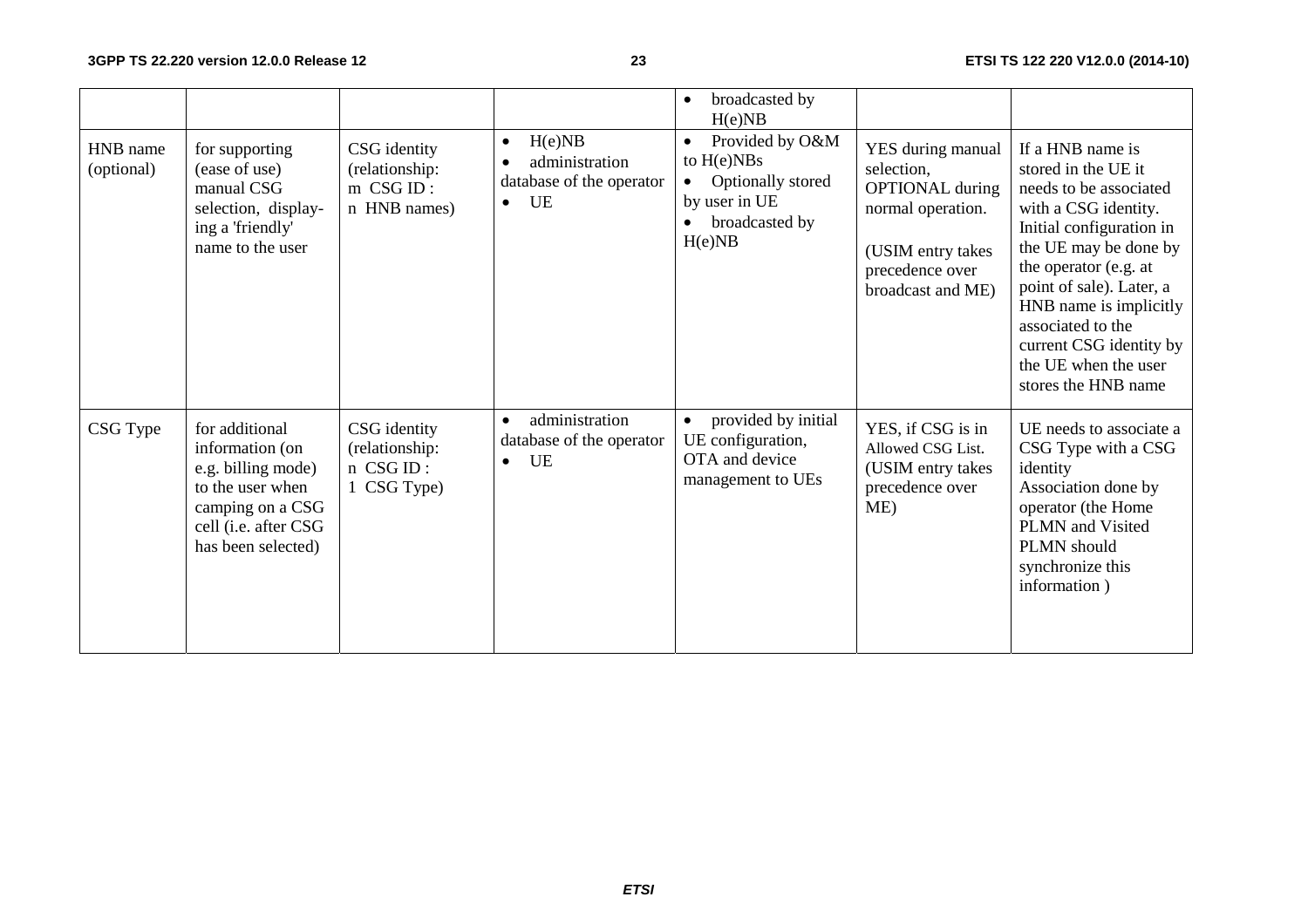| | | | | • broadcasted by H(e)NB | | |
|---|---|---|---|---|---|---|
| HNB name (optional) | for supporting (ease of use) manual CSG selection, display-ing a 'friendly' name to the user | CSG identity (relationship: m CSG ID : n HNB names) | • H(e)NB<br>• administration database of the operator<br>• UE | • Provided by O&M to H(e)NBs<br>• Optionally stored by user in UE<br>• broadcasted by H(e)NB | YES during manual selection, OPTIONAL during normal operation.<br><br>(USIM entry takes precedence over broadcast and ME) | If a HNB name is stored in the UE it needs to be associated with a CSG identity. Initial configuration in the UE may be done by the operator (e.g. at point of sale). Later, a HNB name is implicitly associated to the current CSG identity by the UE when the user stores the HNB name |
| CSG Type | for additional information (on e.g. billing mode) to the user when camping on a CSG cell (i.e. after CSG has been selected) | CSG identity (relationship: n CSG ID : 1 CSG Type) | • administration database of the operator<br>• UE | • provided by initial UE configuration, OTA and device management to UEs | YES, if CSG is in Allowed CSG List. (USIM entry takes precedence over ME) | UE needs to associate a CSG Type with a CSG identity<br>Association done by operator (the Home PLMN and Visited PLMN should synchronize this information ) |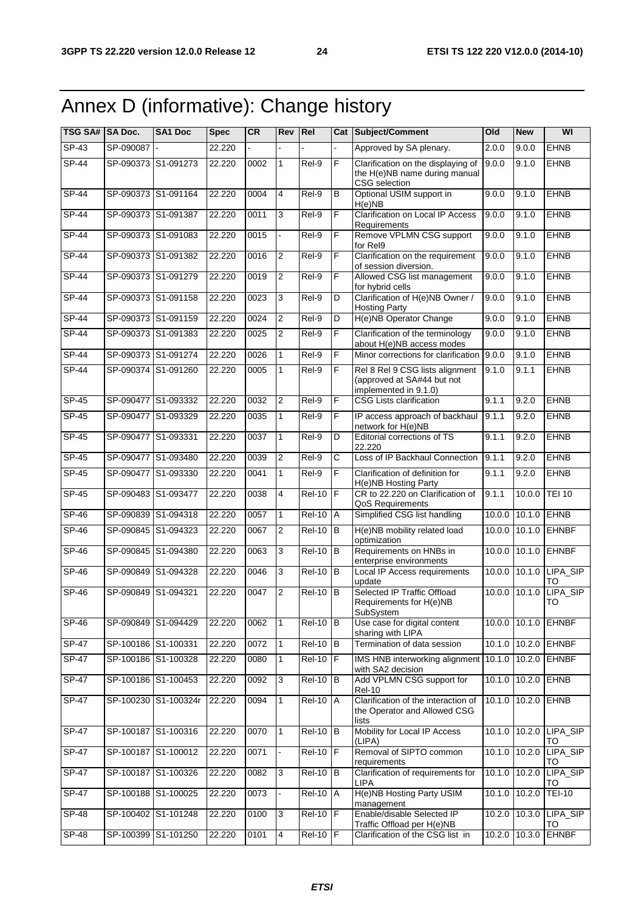# Annex D (informative): Change history

| TSG SA# | SA Doc. | SA1 Doc | Spec | CR | Rev | Rel | Cat | Subject/Comment | Old | New | WI |
|---|---|---|---|---|---|---|---|---|---|---|---|
| SP-43 | SP-090087 | - | 22.220 | - | - | - | - | Approved by SA plenary. | 2.0.0 | 9.0.0 | EHNB |
| SP-44 | SP-090373 | S1-091273 | 22.220 | 0002 | 1 | Rel-9 | F | Clarification on the displaying of the H(e)NB name during manual CSG selection | 9.0.0 | 9.1.0 | EHNB |
| SP-44 | SP-090373 | S1-091164 | 22.220 | 0004 | 4 | Rel-9 | B | Optional USIM support in H(e)NB | 9.0.0 | 9.1.0 | EHNB |
| SP-44 | SP-090373 | S1-091387 | 22.220 | 0011 | 3 | Rel-9 | F | Clarification on Local IP Access Requirements | 9.0.0 | 9.1.0 | EHNB |
| SP-44 | SP-090373 | S1-091083 | 22.220 | 0015 | - | Rel-9 | F | Remove VPLMN CSG support for Rel9 | 9.0.0 | 9.1.0 | EHNB |
| SP-44 | SP-090373 | S1-091382 | 22.220 | 0016 | 2 | Rel-9 | F | Clarification on the requirement of session diversion. | 9.0.0 | 9.1.0 | EHNB |
| SP-44 | SP-090373 | S1-091279 | 22.220 | 0019 | 2 | Rel-9 | F | Allowed CSG list management for hybrid cells | 9.0.0 | 9.1.0 | EHNB |
| SP-44 | SP-090373 | S1-091158 | 22.220 | 0023 | 3 | Rel-9 | D | Clarification of H(e)NB Owner / Hosting Party | 9.0.0 | 9.1.0 | EHNB |
| SP-44 | SP-090373 | S1-091159 | 22.220 | 0024 | 2 | Rel-9 | D | H(e)NB Operator Change | 9.0.0 | 9.1.0 | EHNB |
| SP-44 | SP-090373 | S1-091383 | 22.220 | 0025 | 2 | Rel-9 | F | Clarification of the terminology about H(e)NB access modes | 9.0.0 | 9.1.0 | EHNB |
| SP-44 | SP-090373 | S1-091274 | 22.220 | 0026 | 1 | Rel-9 | F | Minor corrections for clarification | 9.0.0 | 9.1.0 | EHNB |
| SP-44 | SP-090374 | S1-091260 | 22.220 | 0005 | 1 | Rel-9 | F | Rel 8 Rel 9 CSG lists alignment (approved at SA#44 but not implemented in 9.1.0) | 9.1.0 | 9.1.1 | EHNB |
| SP-45 | SP-090477 | S1-093332 | 22.220 | 0032 | 2 | Rel-9 | F | CSG Lists clarification | 9.1.1 | 9.2.0 | EHNB |
| SP-45 | SP-090477 | S1-093329 | 22.220 | 0035 | 1 | Rel-9 | F | IP access approach of backhaul network for H(e)NB | 9.1.1 | 9.2.0 | EHNB |
| SP-45 | SP-090477 | S1-093331 | 22.220 | 0037 | 1 | Rel-9 | D | Editorial corrections of TS 22.220 | 9.1.1 | 9.2.0 | EHNB |
| SP-45 | SP-090477 | S1-093480 | 22.220 | 0039 | 2 | Rel-9 | C | Loss of IP Backhaul Connection | 9.1.1 | 9.2.0 | EHNB |
| SP-45 | SP-090477 | S1-093330 | 22.220 | 0041 | 1 | Rel-9 | F | Clarification of definition for H(e)NB Hosting Party | 9.1.1 | 9.2.0 | EHNB |
| SP-45 | SP-090483 | S1-093477 | 22.220 | 0038 | 4 | Rel-10 | F | CR to 22.220 on Clarification of QoS Requirements | 9.1.1 | 10.0.0 | TEI 10 |
| SP-46 | SP-090839 | S1-094318 | 22.220 | 0057 | 1 | Rel-10 | A | Simplified CSG list handling | 10.0.0 | 10.1.0 | EHNB |
| SP-46 | SP-090845 | S1-094323 | 22.220 | 0067 | 2 | Rel-10 | B | H(e)NB mobility related load optimization | 10.0.0 | 10.1.0 | EHNBF |
| SP-46 | SP-090845 | S1-094380 | 22.220 | 0063 | 3 | Rel-10 | B | Requirements on HNBs in enterprise environments | 10.0.0 | 10.1.0 | EHNBF |
| SP-46 | SP-090849 | S1-094328 | 22.220 | 0046 | 3 | Rel-10 | B | Local IP Access requirements update | 10.0.0 | 10.1.0 | LIPA_SIPTO |
| SP-46 | SP-090849 | S1-094321 | 22.220 | 0047 | 2 | Rel-10 | B | Selected IP Traffic Offload Requirements for H(e)NB SubSystem | 10.0.0 | 10.1.0 | LIPA_SIPTO |
| SP-46 | SP-090849 | S1-094429 | 22.220 | 0062 | 1 | Rel-10 | B | Use case for digital content sharing with LIPA | 10.0.0 | 10.1.0 | EHNBF |
| SP-47 | SP-100186 | S1-100331 | 22.220 | 0072 | 1 | Rel-10 | B | Termination of data session | 10.1.0 | 10.2.0 | EHNBF |
| SP-47 | SP-100186 | S1-100328 | 22.220 | 0080 | 1 | Rel-10 | F | IMS HNB interworking alignment with SA2 decision | 10.1.0 | 10.2.0 | EHNBF |
| SP-47 | SP-100186 | S1-100453 | 22.220 | 0092 | 3 | Rel-10 | B | Add VPLMN CSG support for Rel-10 | 10.1.0 | 10.2.0 | EHNB |
| SP-47 | SP-100230 | S1-100324r | 22.220 | 0094 | 1 | Rel-10 | A | Clarification of the interaction of the Operator and Allowed CSG lists | 10.1.0 | 10.2.0 | EHNB |
| SP-47 | SP-100187 | S1-100316 | 22.220 | 0070 | 1 | Rel-10 | B | Mobility for Local IP Access (LIPA) | 10.1.0 | 10.2.0 | LIPA_SIPTO |
| SP-47 | SP-100187 | S1-100012 | 22.220 | 0071 | - | Rel-10 | F | Removal of SIPTO common requirements | 10.1.0 | 10.2.0 | LIPA_SIPTO |
| SP-47 | SP-100187 | S1-100326 | 22.220 | 0082 | 3 | Rel-10 | B | Clarification of requirements for LIPA | 10.1.0 | 10.2.0 | LIPA_SIPTO |
| SP-47 | SP-100188 | S1-100025 | 22.220 | 0073 | - | Rel-10 | A | H(e)NB Hosting Party USIM management | 10.1.0 | 10.2.0 | TEI-10 |
| SP-48 | SP-100402 | S1-101248 | 22.220 | 0100 | 3 | Rel-10 | F | Enable/disable Selected IP Traffic Offload per H(e)NB | 10.2.0 | 10.3.0 | LIPA_SIPTO |
| SP-48 | SP-100399 | S1-101250 | 22.220 | 0101 | 4 | Rel-10 | F | Clarification of the CSG list in | 10.2.0 | 10.3.0 | EHNBF |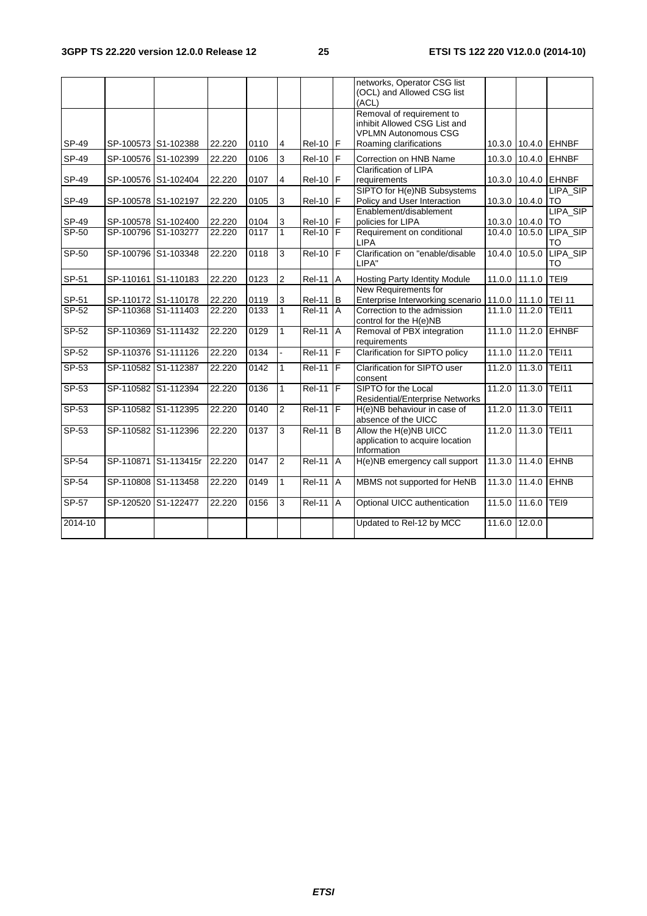|  |  |  |  |  |  |  |  | networks, Operator CSG list (OCL) and Allowed CSG list (ACL) |  |  |  |
|---|---|---|---|---|---|---|---|---|---|---|---|
| SP-49 | SP-100573 | S1-102388 | 22.220 | 0110 | 4 | Rel-10 | F | Removal of requirement to inhibit Allowed CSG List and VPLMN Autonomous CSG Roaming clarifications | 10.3.0 | 10.4.0 | EHNBF |
| SP-49 | SP-100576 | S1-102399 | 22.220 | 0106 | 3 | Rel-10 | F | Correction on HNB Name | 10.3.0 | 10.4.0 | EHNBF |
| SP-49 | SP-100576 | S1-102404 | 22.220 | 0107 | 4 | Rel-10 | F | Clarification of LIPA requirements | 10.3.0 | 10.4.0 | EHNBF |
| SP-49 | SP-100578 | S1-102197 | 22.220 | 0105 | 3 | Rel-10 | F | SIPTO for H(e)NB Subsystems Policy and User Interaction | 10.3.0 | 10.4.0 | LIPA_SIPTO |
| SP-49 | SP-100578 | S1-102400 | 22.220 | 0104 | 3 | Rel-10 | F | Enablement/disablement policies for LIPA | 10.3.0 | 10.4.0 | LIPA_SIPTO |
| SP-50 | SP-100796 | S1-103277 | 22.220 | 0117 | 1 | Rel-10 | F | Requirement on conditional LIPA | 10.4.0 | 10.5.0 | LIPA_SIPTO |
| SP-50 | SP-100796 | S1-103348 | 22.220 | 0118 | 3 | Rel-10 | F | Clarification on "enable/disable LIPA" | 10.4.0 | 10.5.0 | LIPA_SIPTO |
| SP-51 | SP-110161 | S1-110183 | 22.220 | 0123 | 2 | Rel-11 | A | Hosting Party Identity Module | 11.0.0 | 11.1.0 | TEI9 |
| SP-51 | SP-110172 | S1-110178 | 22.220 | 0119 | 3 | Rel-11 | B | New Requirements for Enterprise Interworking scenario | 11.0.0 | 11.1.0 | TEI 11 |
| SP-52 | SP-110368 | S1-111403 | 22.220 | 0133 | 1 | Rel-11 | A | Correction to the admission control for the H(e)NB | 11.1.0 | 11.2.0 | TEI11 |
| SP-52 | SP-110369 | S1-111432 | 22.220 | 0129 | 1 | Rel-11 | A | Removal of PBX integration requirements | 11.1.0 | 11.2.0 | EHNBF |
| SP-52 | SP-110376 | S1-111126 | 22.220 | 0134 | - | Rel-11 | F | Clarification for SIPTO policy | 11.1.0 | 11.2.0 | TEI11 |
| SP-53 | SP-110582 | S1-112387 | 22.220 | 0142 | 1 | Rel-11 | F | Clarification for SIPTO user consent | 11.2.0 | 11.3.0 | TEI11 |
| SP-53 | SP-110582 | S1-112394 | 22.220 | 0136 | 1 | Rel-11 | F | SIPTO for the Local Residential/Enterprise Networks | 11.2.0 | 11.3.0 | TEI11 |
| SP-53 | SP-110582 | S1-112395 | 22.220 | 0140 | 2 | Rel-11 | F | H(e)NB behaviour in case of absence of the UICC | 11.2.0 | 11.3.0 | TEI11 |
| SP-53 | SP-110582 | S1-112396 | 22.220 | 0137 | 3 | Rel-11 | B | Allow the H(e)NB UICC application to acquire location Information | 11.2.0 | 11.3.0 | TEI11 |
| SP-54 | SP-110871 | S1-113415r | 22.220 | 0147 | 2 | Rel-11 | A | H(e)NB emergency call support | 11.3.0 | 11.4.0 | EHNB |
| SP-54 | SP-110808 | S1-113458 | 22.220 | 0149 | 1 | Rel-11 | A | MBMS not supported for HeNB | 11.3.0 | 11.4.0 | EHNB |
| SP-57 | SP-120520 | S1-122477 | 22.220 | 0156 | 3 | Rel-11 | A | Optional UICC authentication | 11.5.0 | 11.6.0 | TEI9 |
| 2014-10 |  |  |  |  |  |  |  | Updated to Rel-12 by MCC | 11.6.0 | 12.0.0 |  |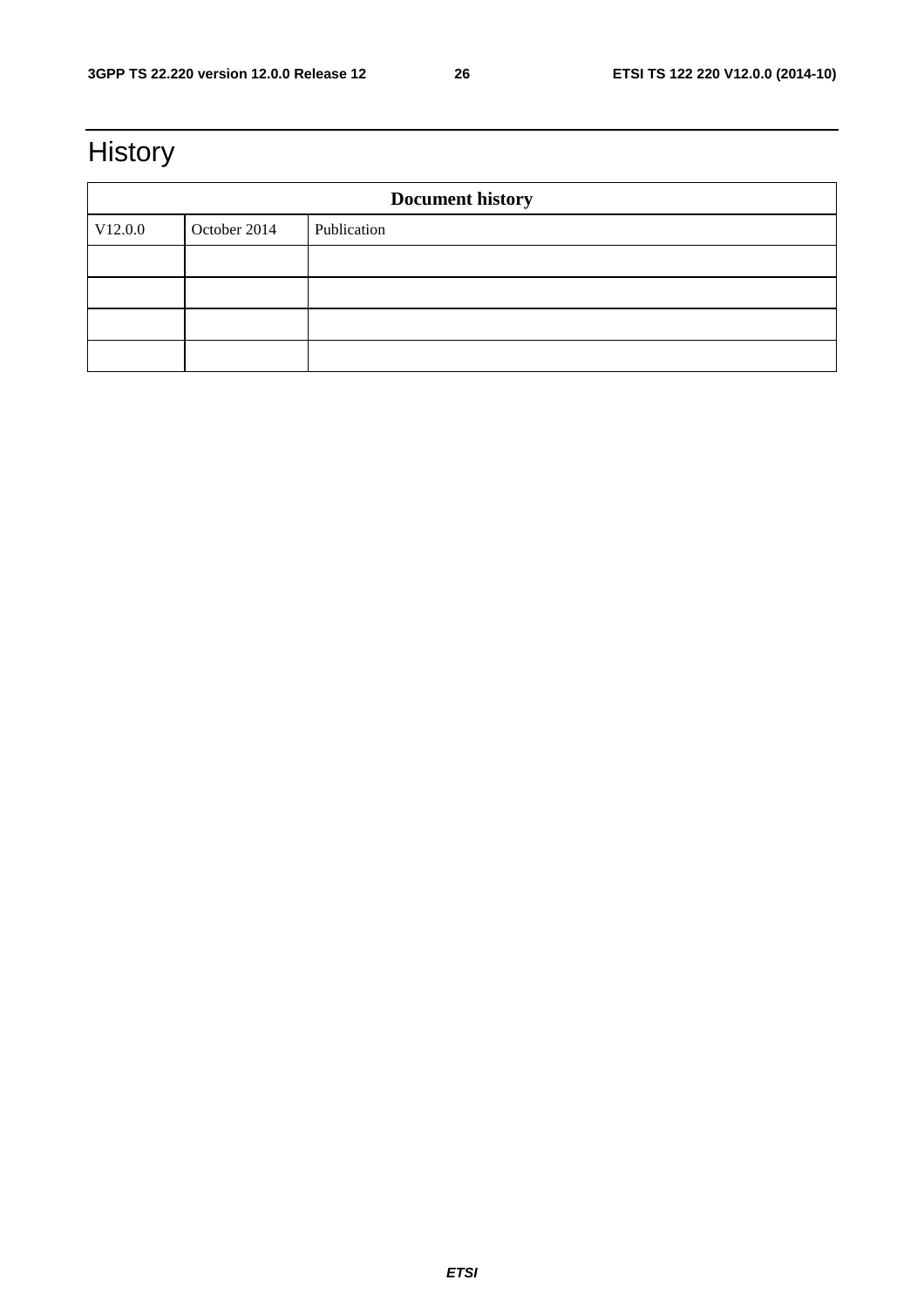# History

| Document history | | |
|---|---|---|
| V12.0.0 | October 2014 | Publication |
| | | |
| | | |
| | | |
| | | |